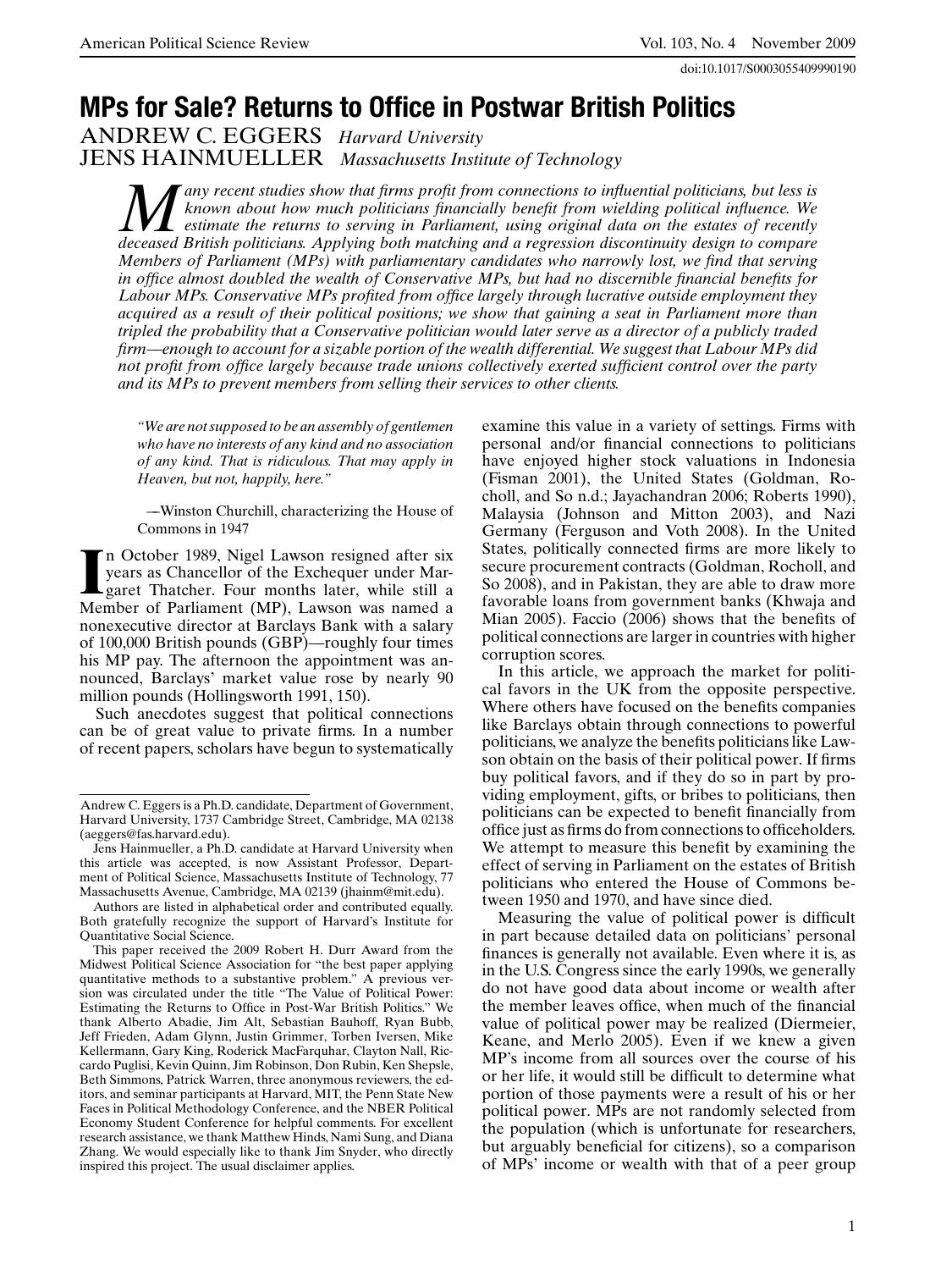doi:10.1017/S0003055409990190

# MPs for Sale? Returns to Office in Postwar British Politics

ANDREW C. EGGERS *Harvard University*
JENS HAINMUELLER *Massachusetts Institute of Technology*

*Many recent studies show that firms profit from connections to influential politicians, but less is known about how much politicians financially benefit from wielding political influence. We estimate the returns to serving in Parliament, using original data on the estates of recently deceased British politicians. Applying both matching and a regression discontinuity design to compare Members of Parliament (MPs) with parliamentary candidates who narrowly lost, we find that serving in office almost doubled the wealth of Conservative MPs, but had no discernible financial benefits for Labour MPs. Conservative MPs profited from office largely through lucrative outside employment they acquired as a result of their political positions; we show that gaining a seat in Parliament more than tripled the probability that a Conservative politician would later serve as a director of a publicly traded firm—enough to account for a sizable portion of the wealth differential. We suggest that Labour MPs did not profit from office largely because trade unions collectively exerted sufficient control over the party and its MPs to prevent members from selling their services to other clients.*

> *"We are not supposed to be an assembly of gentlemen who have no interests of any kind and no association of any kind. That is ridiculous. That may apply in Heaven, but not, happily, here."*
>
> —Winston Churchill, characterizing the House of Commons in 1947

In October 1989, Nigel Lawson resigned after six years as Chancellor of the Exchequer under Margaret Thatcher. Four months later, while still a Member of Parliament (MP), Lawson was named a nonexecutive director at Barclays Bank with a salary of 100,000 British pounds (GBP)—roughly four times his MP pay. The afternoon the appointment was announced, Barclays' market value rose by nearly 90 million pounds (Hollingsworth 1991, 150).

Such anecdotes suggest that political connections can be of great value to private firms. In a number of recent papers, scholars have begun to systematically examine this value in a variety of settings. Firms with personal and/or financial connections to politicians have enjoyed higher stock valuations in Indonesia (Fisman 2001), the United States (Goldman, Rocholl, and So n.d.; Jayachandran 2006; Roberts 1990), Malaysia (Johnson and Mitton 2003), and Nazi Germany (Ferguson and Voth 2008). In the United States, politically connected firms are more likely to secure procurement contracts (Goldman, Rocholl, and So 2008), and in Pakistan, they are able to draw more favorable loans from government banks (Khwaja and Mian 2005). Faccio (2006) shows that the benefits of political connections are larger in countries with higher corruption scores.

In this article, we approach the market for political favors in the UK from the opposite perspective. Where others have focused on the benefits companies like Barclays obtain through connections to powerful politicians, we analyze the benefits politicians like Lawson obtain on the basis of their political power. If firms buy political favors, and if they do so in part by providing employment, gifts, or bribes to politicians, then politicians can be expected to benefit financially from office just as firms do from connections to officeholders. We attempt to measure this benefit by examining the effect of serving in Parliament on the estates of British politicians who entered the House of Commons between 1950 and 1970, and have since died.

Measuring the value of political power is difficult in part because detailed data on politicians' personal finances is generally not available. Even where it is, as in the U.S. Congress since the early 1990s, we generally do not have good data about income or wealth after the member leaves office, when much of the financial value of political power may be realized (Diermeier, Keane, and Merlo 2005). Even if we knew a given MP's income from all sources over the course of his or her life, it would still be difficult to determine what portion of those payments were a result of his or her political power. MPs are not randomly selected from the population (which is unfortunate for researchers, but arguably beneficial for citizens), so a comparison of MPs' income or wealth with that of a peer group

---

Andrew C. Eggers is a Ph.D. candidate, Department of Government, Harvard University, 1737 Cambridge Street, Cambridge, MA 02138 (aeggers@fas.harvard.edu).

Jens Hainmueller, a Ph.D. candidate at Harvard University when this article was accepted, is now Assistant Professor, Department of Political Science, Massachusetts Institute of Technology, 77 Massachusetts Avenue, Cambridge, MA 02139 (jhainm@mit.edu).

Authors are listed in alphabetical order and contributed equally. Both gratefully recognize the support of Harvard's Institute for Quantitative Social Science.

This paper received the 2009 Robert H. Durr Award from the Midwest Political Science Association for "the best paper applying quantitative methods to a substantive problem." A previous version was circulated under the title "The Value of Political Power: Estimating the Returns to Office in Post-War British Politics." We thank Alberto Abadie, Jim Alt, Sebastian Bauhoff, Ryan Bubb, Jeff Frieden, Adam Glynn, Justin Grimmer, Torben Iversen, Mike Kellermann, Gary King, Roderick MacFarquhar, Clayton Nall, Riccardo Puglisi, Kevin Quinn, Jim Robinson, Don Rubin, Ken Shepsle, Beth Simmons, Patrick Warren, three anonymous reviewers, the editors, and seminar participants at Harvard, MIT, the Penn State New Faces in Political Methodology Conference, and the NBER Political Economy Student Conference for helpful comments. For excellent research assistance, we thank Matthew Hinds, Nami Sung, and Diana Zhang. We would especially like to thank Jim Snyder, who directly inspired this project. The usual disclaimer applies.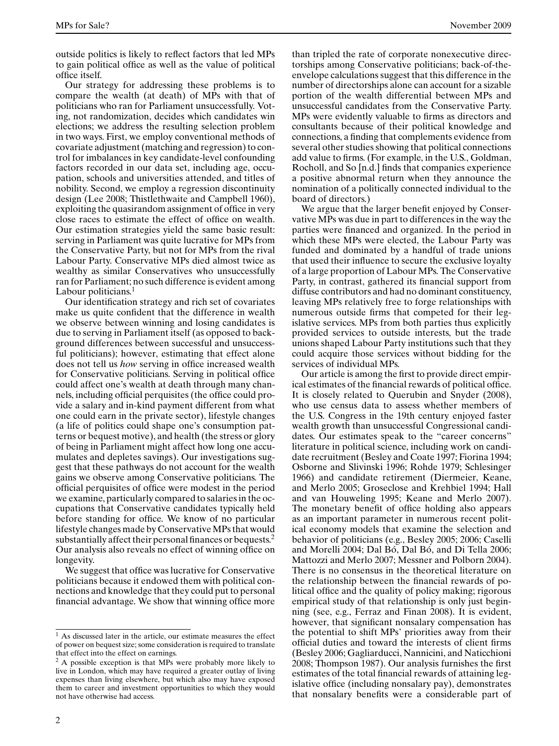outside politics is likely to reflect factors that led MPs to gain political office as well as the value of political office itself.

Our strategy for addressing these problems is to compare the wealth (at death) of MPs with that of politicians who ran for Parliament unsuccessfully. Voting, not randomization, decides which candidates win elections; we address the resulting selection problem in two ways. First, we employ conventional methods of covariate adjustment (matching and regression) to control for imbalances in key candidate-level confounding factors recorded in our data set, including age, occupation, schools and universities attended, and titles of nobility. Second, we employ a regression discontinuity design (Lee 2008; Thistlethwaite and Campbell 1960), exploiting the quasirandom assignment of office in very close races to estimate the effect of office on wealth. Our estimation strategies yield the same basic result: serving in Parliament was quite lucrative for MPs from the Conservative Party, but not for MPs from the rival Labour Party. Conservative MPs died almost twice as wealthy as similar Conservatives who unsuccessfully ran for Parliament; no such difference is evident among Labour politicians.[1]

Our identification strategy and rich set of covariates make us quite confident that the difference in wealth we observe between winning and losing candidates is due to serving in Parliament itself (as opposed to background differences between successful and unsuccessful politicians); however, estimating that effect alone does not tell us *how* serving in office increased wealth for Conservative politicians. Serving in political office could affect one's wealth at death through many channels, including official perquisites (the office could provide a salary and in-kind payment different from what one could earn in the private sector), lifestyle changes (a life of politics could shape one's consumption patterns or bequest motive), and health (the stress or glory of being in Parliament might affect how long one accumulates and depletes savings). Our investigations suggest that these pathways do not account for the wealth gains we observe among Conservative politicians. The official perquisites of office were modest in the period we examine, particularly compared to salaries in the occupations that Conservative candidates typically held before standing for office. We know of no particular lifestyle changes made by Conservative MPs that would substantially affect their personal finances or bequests.[2] Our analysis also reveals no effect of winning office on longevity.

We suggest that office was lucrative for Conservative politicians because it endowed them with political connections and knowledge that they could put to personal financial advantage. We show that winning office more than tripled the rate of corporate nonexecutive directorships among Conservative politicians; back-of-the-envelope calculations suggest that this difference in the number of directorships alone can account for a sizable portion of the wealth differential between MPs and unsuccessful candidates from the Conservative Party. MPs were evidently valuable to firms as directors and consultants because of their political knowledge and connections, a finding that complements evidence from several other studies showing that political connections add value to firms. (For example, in the U.S., Goldman, Rocholl, and So [n.d.] finds that companies experience a positive abnormal return when they announce the nomination of a politically connected individual to the board of directors.)

We argue that the larger benefit enjoyed by Conservative MPs was due in part to differences in the way the parties were financed and organized. In the period in which these MPs were elected, the Labour Party was funded and dominated by a handful of trade unions that used their influence to secure the exclusive loyalty of a large proportion of Labour MPs. The Conservative Party, in contrast, gathered its financial support from diffuse contributors and had no dominant constituency, leaving MPs relatively free to forge relationships with numerous outside firms that competed for their legislative services. MPs from both parties thus explicitly provided services to outside interests, but the trade unions shaped Labour Party institutions such that they could acquire those services without bidding for the services of individual MPs.

Our article is among the first to provide direct empirical estimates of the financial rewards of political office. It is closely related to Querubin and Snyder (2008), who use census data to assess whether members of the U.S. Congress in the 19th century enjoyed faster wealth growth than unsuccessful Congressional candidates. Our estimates speak to the "career concerns" literature in political science, including work on candidate recruitment (Besley and Coate 1997; Fiorina 1994; Osborne and Slivinski 1996; Rohde 1979; Schlesinger 1966) and candidate retirement (Diermeier, Keane, and Merlo 2005; Groseclose and Krehbiel 1994; Hall and van Houweling 1995; Keane and Merlo 2007). The monetary benefit of office holding also appears as an important parameter in numerous recent political economy models that examine the selection and behavior of politicians (e.g., Besley 2005; 2006; Caselli and Morelli 2004; Dal Bó, Dal Bó, and Di Tella 2006; Mattozzi and Merlo 2007; Messner and Polborn 2004). There is no consensus in the theoretical literature on the relationship between the financial rewards of political office and the quality of policy making; rigorous empirical study of that relationship is only just beginning (see, e.g., Ferraz and Finan 2008). It is evident, however, that significant nonsalary compensation has the potential to shift MPs' priorities away from their official duties and toward the interests of client firms (Besley 2006; Gagliarducci, Nannicini, and Naticchioni 2008; Thompson 1987). Our analysis furnishes the first estimates of the total financial rewards of attaining legislative office (including nonsalary pay), demonstrates that nonsalary benefits were a considerable part of

---

[1] As discussed later in the article, our estimate measures the effect of power on bequest size; some consideration is required to translate that effect into the effect on earnings.

[2] A possible exception is that MPs were probably more likely to live in London, which may have required a greater outlay of living expenses than living elsewhere, but which also may have exposed them to career and investment opportunities to which they would not have otherwise had access.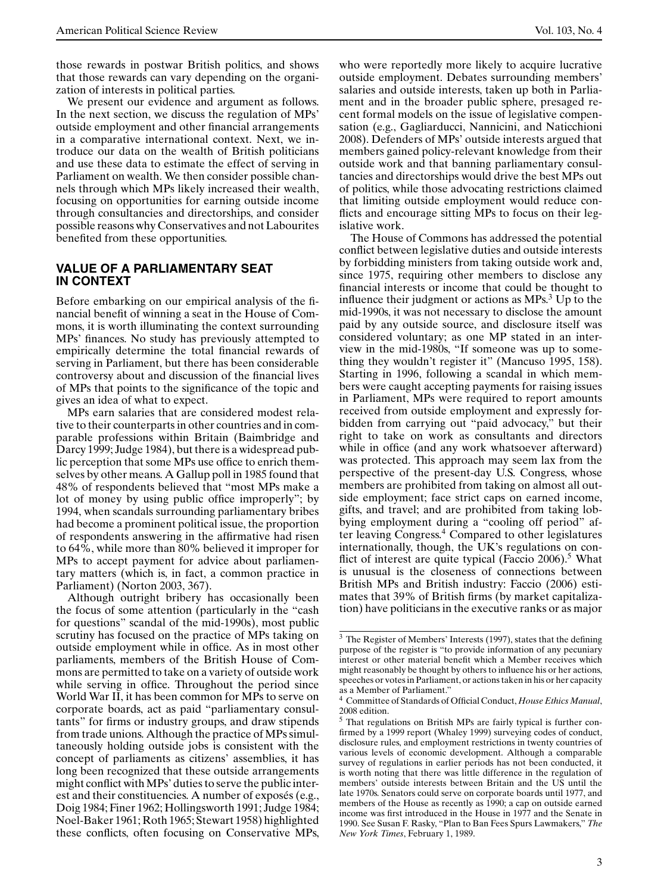those rewards in postwar British politics, and shows that those rewards can vary depending on the organization of interests in political parties.

We present our evidence and argument as follows. In the next section, we discuss the regulation of MPs' outside employment and other financial arrangements in a comparative international context. Next, we introduce our data on the wealth of British politicians and use these data to estimate the effect of serving in Parliament on wealth. We then consider possible channels through which MPs likely increased their wealth, focusing on opportunities for earning outside income through consultancies and directorships, and consider possible reasons why Conservatives and not Labourites benefited from these opportunities.

## VALUE OF A PARLIAMENTARY SEAT IN CONTEXT

Before embarking on our empirical analysis of the financial benefit of winning a seat in the House of Commons, it is worth illuminating the context surrounding MPs' finances. No study has previously attempted to empirically determine the total financial rewards of serving in Parliament, but there has been considerable controversy about and discussion of the financial lives of MPs that points to the significance of the topic and gives an idea of what to expect.

MPs earn salaries that are considered modest relative to their counterparts in other countries and in comparable professions within Britain (Baimbridge and Darcy 1999; Judge 1984), but there is a widespread public perception that some MPs use office to enrich themselves by other means. A Gallup poll in 1985 found that 48% of respondents believed that "most MPs make a lot of money by using public office improperly"; by 1994, when scandals surrounding parliamentary bribes had become a prominent political issue, the proportion of respondents answering in the affirmative had risen to 64%, while more than 80% believed it improper for MPs to accept payment for advice about parliamentary matters (which is, in fact, a common practice in Parliament) (Norton 2003, 367).

Although outright bribery has occasionally been the focus of some attention (particularly in the "cash for questions" scandal of the mid-1990s), most public scrutiny has focused on the practice of MPs taking on outside employment while in office. As in most other parliaments, members of the British House of Commons are permitted to take on a variety of outside work while serving in office. Throughout the period since World War II, it has been common for MPs to serve on corporate boards, act as paid "parliamentary consultants" for firms or industry groups, and draw stipends from trade unions. Although the practice of MPs simultaneously holding outside jobs is consistent with the concept of parliaments as citizens' assemblies, it has long been recognized that these outside arrangements might conflict with MPs' duties to serve the public interest and their constituencies. A number of exposés (e.g., Doig 1984; Finer 1962; Hollingsworth 1991; Judge 1984; Noel-Baker 1961; Roth 1965; Stewart 1958) highlighted these conflicts, often focusing on Conservative MPs, who were reportedly more likely to acquire lucrative outside employment. Debates surrounding members' salaries and outside interests, taken up both in Parliament and in the broader public sphere, presaged recent formal models on the issue of legislative compensation (e.g., Gagliarducci, Nannicini, and Naticchioni 2008). Defenders of MPs' outside interests argued that members gained policy-relevant knowledge from their outside work and that banning parliamentary consultancies and directorships would drive the best MPs out of politics, while those advocating restrictions claimed that limiting outside employment would reduce conflicts and encourage sitting MPs to focus on their legislative work.

The House of Commons has addressed the potential conflict between legislative duties and outside interests by forbidding ministers from taking outside work and, since 1975, requiring other members to disclose any financial interests or income that could be thought to influence their judgment or actions as MPs.[3] Up to the mid-1990s, it was not necessary to disclose the amount paid by any outside source, and disclosure itself was considered voluntary; as one MP stated in an interview in the mid-1980s, "If someone was up to something they wouldn't register it" (Mancuso 1995, 158). Starting in 1996, following a scandal in which members were caught accepting payments for raising issues in Parliament, MPs were required to report amounts received from outside employment and expressly forbidden from carrying out "paid advocacy," but their right to take on work as consultants and directors while in office (and any work whatsoever afterward) was protected. This approach may seem lax from the perspective of the present-day U.S. Congress, whose members are prohibited from taking on almost all outside employment; face strict caps on earned income, gifts, and travel; and are prohibited from taking lobbying employment during a "cooling off period" after leaving Congress.[4] Compared to other legislatures internationally, though, the UK's regulations on conflict of interest are quite typical (Faccio 2006).[5] What is unusual is the closeness of connections between British MPs and British industry: Faccio (2006) estimates that 39% of British firms (by market capitalization) have politicians in the executive ranks or as major

[3] The Register of Members' Interests (1997), states that the defining purpose of the register is "to provide information of any pecuniary interest or other material benefit which a Member receives which might reasonably be thought by others to influence his or her actions, speeches or votes in Parliament, or actions taken in his or her capacity as a Member of Parliament."

[4] Committee of Standards of Official Conduct, *House Ethics Manual*, 2008 edition.

[5] That regulations on British MPs are fairly typical is further confirmed by a 1999 report (Whaley 1999) surveying codes of conduct, disclosure rules, and employment restrictions in twenty countries of various levels of economic development. Although a comparable survey of regulations in earlier periods has not been conducted, it is worth noting that there was little difference in the regulation of members' outside interests between Britain and the US until the late 1970s. Senators could serve on corporate boards until 1977, and members of the House as recently as 1990; a cap on outside earned income was first introduced in the House in 1977 and the Senate in 1990. See Susan F. Rasky, "Plan to Ban Fees Spurs Lawmakers," *The New York Times*, February 1, 1989.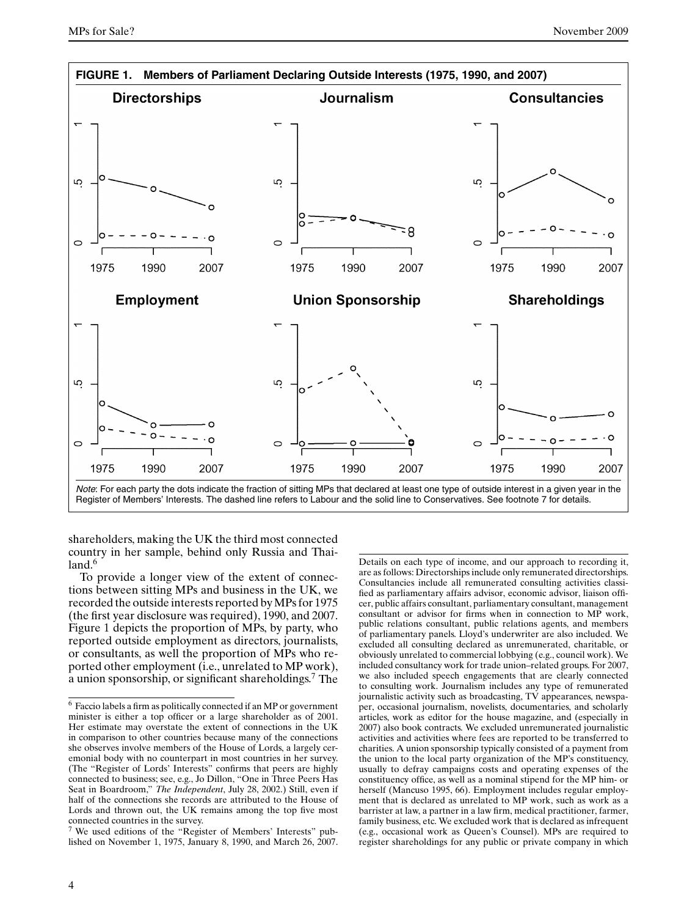**FIGURE 1. Members of Parliament Declaring Outside Interests (1975, 1990, and 2007)**

*Note*: For each party the dots indicate the fraction of sitting MPs that declared at least one type of outside interest in a given year in the Register of Members' Interests. The dashed line refers to Labour and the solid line to Conservatives. See footnote 7 for details.

shareholders, making the UK the third most connected country in her sample, behind only Russia and Thailand.[6]

To provide a longer view of the extent of connections between sitting MPs and business in the UK, we recorded the outside interests reported by MPs for 1975 (the first year disclosure was required), 1990, and 2007. Figure 1 depicts the proportion of MPs, by party, who reported outside employment as directors, journalists, or consultants, as well the proportion of MPs who reported other employment (i.e., unrelated to MP work), a union sponsorship, or significant shareholdings.[7] The

---

[6] Faccio labels a firm as politically connected if an MP or government minister is either a top officer or a large shareholder as of 2001. Her estimate may overstate the extent of connections in the UK in comparison to other countries because many of the connections she observes involve members of the House of Lords, a largely ceremonial body with no counterpart in most countries in her survey. (The "Register of Lords' Interests" confirms that peers are highly connected to business; see, e.g., Jo Dillon, "One in Three Peers Has Seat in Boardroom," *The Independent*, July 28, 2002.) Still, even if half of the connections she records are attributed to the House of Lords and thrown out, the UK remains among the top five most connected countries in the survey.

[7] We used editions of the "Register of Members' Interests" published on November 1, 1975, January 8, 1990, and March 26, 2007. Details on each type of income, and our approach to recording it, are as follows: Directorships include only remunerated directorships. Consultancies include all remunerated consulting activities classified as parliamentary affairs advisor, economic advisor, liaison officer, public affairs consultant, parliamentary consultant, management consultant or advisor for firms when in connection to MP work, public relations consultant, public relations agents, and members of parliamentary panels. Lloyd's underwriter are also included. We excluded all consulting declared as unremunerated, charitable, or obviously unrelated to commercial lobbying (e.g., council work). We included consultancy work for trade union–related groups. For 2007, we also included speech engagements that are clearly connected to consulting work. Journalism includes any type of remunerated journalistic activity such as broadcasting, TV appearances, newspaper, occasional journalism, novelists, documentaries, and scholarly articles, work as editor for the house magazine, and (especially in 2007) also book contracts. We excluded unremunerated journalistic activities and activities where fees are reported to be transferred to charities. A union sponsorship typically consisted of a payment from the union to the local party organization of the MP's constituency, usually to defray campaigns costs and operating expenses of the constituency office, as well as a nominal stipend for the MP him- or herself (Mancuso 1995, 66). Employment includes regular employment that is declared as unrelated to MP work, such as work as a barrister at law, a partner in a law firm, medical practitioner, farmer, family business, etc. We excluded work that is declared as infrequent (e.g., occasional work as Queen's Counsel). MPs are required to register shareholdings for any public or private company in which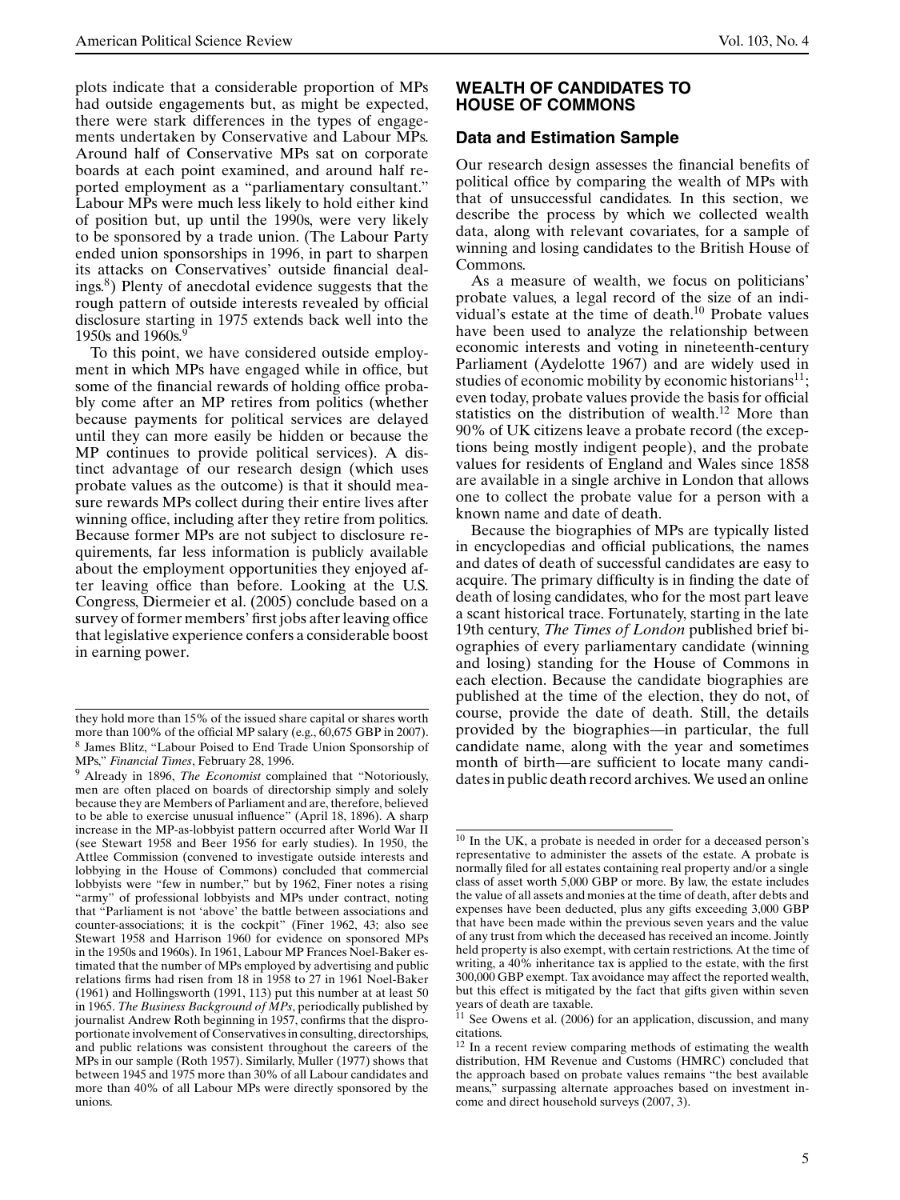plots indicate that a considerable proportion of MPs had outside engagements but, as might be expected, there were stark differences in the types of engagements undertaken by Conservative and Labour MPs. Around half of Conservative MPs sat on corporate boards at each point examined, and around half reported employment as a "parliamentary consultant." Labour MPs were much less likely to hold either kind of position but, up until the 1990s, were very likely to be sponsored by a trade union. (The Labour Party ended union sponsorships in 1996, in part to sharpen its attacks on Conservatives' outside financial dealings.[8]) Plenty of anecdotal evidence suggests that the rough pattern of outside interests revealed by official disclosure starting in 1975 extends back well into the 1950s and 1960s.[9]

To this point, we have considered outside employment in which MPs have engaged while in office, but some of the financial rewards of holding office probably come after an MP retires from politics (whether because payments for political services are delayed until they can more easily be hidden or because the MP continues to provide political services). A distinct advantage of our research design (which uses probate values as the outcome) is that it should measure rewards MPs collect during their entire lives after winning office, including after they retire from politics. Because former MPs are not subject to disclosure requirements, far less information is publicly available about the employment opportunities they enjoyed after leaving office than before. Looking at the U.S. Congress, Diermeier et al. (2005) conclude based on a survey of former members' first jobs after leaving office that legislative experience confers a considerable boost in earning power.

they hold more than 15% of the issued share capital or shares worth more than 100% of the official MP salary (e.g., 60,675 GBP in 2007).

[8] James Blitz, "Labour Poised to End Trade Union Sponsorship of MPs," *Financial Times*, February 28, 1996.

[9] Already in 1896, *The Economist* complained that "Notoriously, men are often placed on boards of directorship simply and solely because they are Members of Parliament and are, therefore, believed to be able to exercise unusual influence" (April 18, 1896). A sharp increase in the MP-as-lobbyist pattern occurred after World War II (see Stewart 1958 and Beer 1956 for early studies). In 1950, the Attlee Commission (convened to investigate outside interests and lobbying in the House of Commons) concluded that commercial lobbyists were "few in number," but by 1962, Finer notes a rising "army" of professional lobbyists and MPs under contract, noting that "Parliament is not 'above' the battle between associations and counter-associations; it is the cockpit" (Finer 1962, 43; also see Stewart 1958 and Harrison 1960 for evidence on sponsored MPs in the 1950s and 1960s). In 1961, Labour MP Frances Noel-Baker estimated that the number of MPs employed by advertising and public relations firms had risen from 18 in 1958 to 27 in 1961 Noel-Baker (1961) and Hollingsworth (1991, 113) put this number at at least 50 in 1965. *The Business Background of MPs*, periodically published by journalist Andrew Roth beginning in 1957, confirms that the disproportionate involvement of Conservatives in consulting, directorships, and public relations was consistent throughout the careers of the MPs in our sample (Roth 1957). Similarly, Muller (1977) shows that between 1945 and 1975 more than 30% of all Labour candidates and more than 40% of all Labour MPs were directly sponsored by the unions.

## WEALTH OF CANDIDATES TO HOUSE OF COMMONS

### Data and Estimation Sample

Our research design assesses the financial benefits of political office by comparing the wealth of MPs with that of unsuccessful candidates. In this section, we describe the process by which we collected wealth data, along with relevant covariates, for a sample of winning and losing candidates to the British House of Commons.

As a measure of wealth, we focus on politicians' probate values, a legal record of the size of an individual's estate at the time of death.[10] Probate values have been used to analyze the relationship between economic interests and voting in nineteenth-century Parliament (Aydelotte 1967) and are widely used in studies of economic mobility by economic historians[11]; even today, probate values provide the basis for official statistics on the distribution of wealth.[12] More than 90% of UK citizens leave a probate record (the exceptions being mostly indigent people), and the probate values for residents of England and Wales since 1858 are available in a single archive in London that allows one to collect the probate value for a person with a known name and date of death.

Because the biographies of MPs are typically listed in encyclopedias and official publications, the names and dates of death of successful candidates are easy to acquire. The primary difficulty is in finding the date of death of losing candidates, who for the most part leave a scant historical trace. Fortunately, starting in the late 19th century, *The Times of London* published brief biographies of every parliamentary candidate (winning and losing) standing for the House of Commons in each election. Because the candidate biographies are published at the time of the election, they do not, of course, provide the date of death. Still, the details provided by the biographies—in particular, the full candidate name, along with the year and sometimes month of birth—are sufficient to locate many candidates in public death record archives. We used an online

[10] In the UK, a probate is needed in order for a deceased person's representative to administer the assets of the estate. A probate is normally filed for all estates containing real property and/or a single class of asset worth 5,000 GBP or more. By law, the estate includes the value of all assets and monies at the time of death, after debts and expenses have been deducted, plus any gifts exceeding 3,000 GBP that have been made within the previous seven years and the value of any trust from which the deceased has received an income. Jointly held property is also exempt, with certain restrictions. At the time of writing, a 40% inheritance tax is applied to the estate, with the first 300,000 GBP exempt. Tax avoidance may affect the reported wealth, but this effect is mitigated by the fact that gifts given within seven years of death are taxable.

[11] See Owens et al. (2006) for an application, discussion, and many citations.

[12] In a recent review comparing methods of estimating the wealth distribution, HM Revenue and Customs (HMRC) concluded that the approach based on probate values remains "the best available means," surpassing alternate approaches based on investment income and direct household surveys (2007, 3).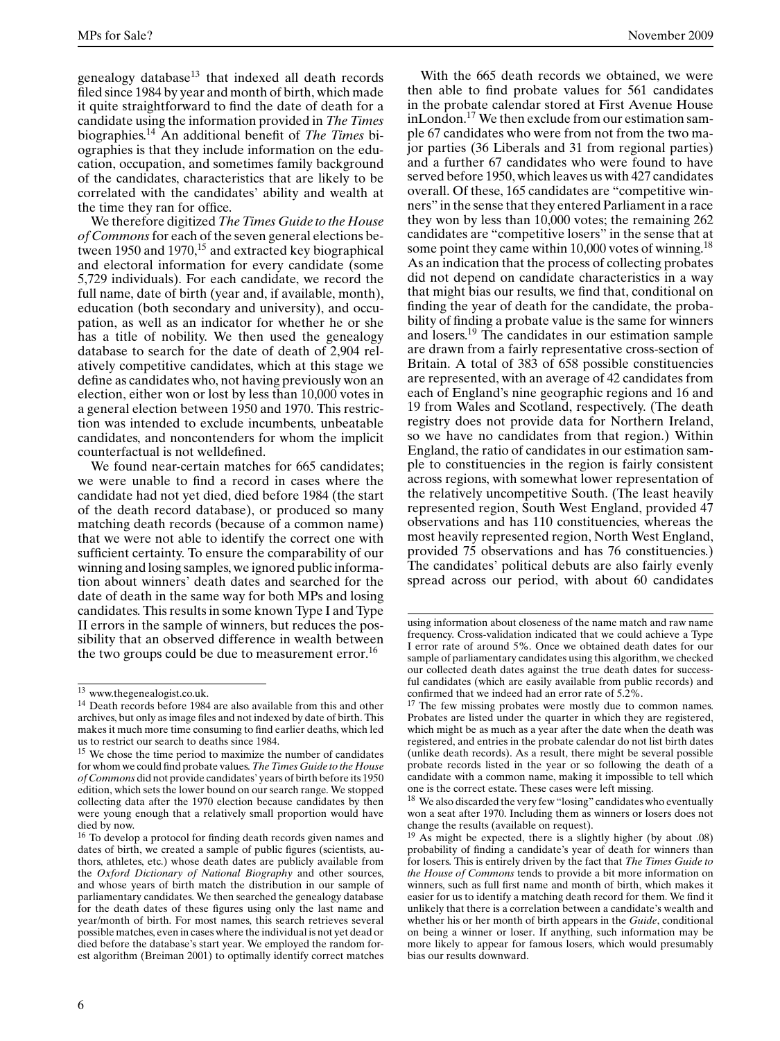genealogy database[13] that indexed all death records filed since 1984 by year and month of birth, which made it quite straightforward to find the date of death for a candidate using the information provided in *The Times* biographies.[14] An additional benefit of *The Times* biographies is that they include information on the education, occupation, and sometimes family background of the candidates, characteristics that are likely to be correlated with the candidates' ability and wealth at the time they ran for office.

We therefore digitized *The Times Guide to the House of Commons* for each of the seven general elections between 1950 and 1970,[15] and extracted key biographical and electoral information for every candidate (some 5,729 individuals). For each candidate, we record the full name, date of birth (year and, if available, month), education (both secondary and university), and occupation, as well as an indicator for whether he or she has a title of nobility. We then used the genealogy database to search for the date of death of 2,904 relatively competitive candidates, which at this stage we define as candidates who, not having previously won an election, either won or lost by less than 10,000 votes in a general election between 1950 and 1970. This restriction was intended to exclude incumbents, unbeatable candidates, and noncontenders for whom the implicit counterfactual is not welldefined.

We found near-certain matches for 665 candidates; we were unable to find a record in cases where the candidate had not yet died, died before 1984 (the start of the death record database), or produced so many matching death records (because of a common name) that we were not able to identify the correct one with sufficient certainty. To ensure the comparability of our winning and losing samples, we ignored public information about winners' death dates and searched for the date of death in the same way for both MPs and losing candidates. This results in some known Type I and Type II errors in the sample of winners, but reduces the possibility that an observed difference in wealth between the two groups could be due to measurement error.[16]

With the 665 death records we obtained, we were then able to find probate values for 561 candidates in the probate calendar stored at First Avenue House inLondon.[17] We then exclude from our estimation sample 67 candidates who were from not from the two major parties (36 Liberals and 31 from regional parties) and a further 67 candidates who were found to have served before 1950, which leaves us with 427 candidates overall. Of these, 165 candidates are "competitive winners" in the sense that they entered Parliament in a race they won by less than 10,000 votes; the remaining 262 candidates are "competitive losers" in the sense that at some point they came within 10,000 votes of winning.[18] As an indication that the process of collecting probates did not depend on candidate characteristics in a way that might bias our results, we find that, conditional on finding the year of death for the candidate, the probability of finding a probate value is the same for winners and losers.[19] The candidates in our estimation sample are drawn from a fairly representative cross-section of Britain. A total of 383 of 658 possible constituencies are represented, with an average of 42 candidates from each of England's nine geographic regions and 16 and 19 from Wales and Scotland, respectively. (The death registry does not provide data for Northern Ireland, so we have no candidates from that region.) Within England, the ratio of candidates in our estimation sample to constituencies in the region is fairly consistent across regions, with somewhat lower representation of the relatively uncompetitive South. (The least heavily represented region, South West England, provided 47 observations and has 110 constituencies, whereas the most heavily represented region, North West England, provided 75 observations and has 76 constituencies.) The candidates' political debuts are also fairly evenly spread across our period, with about 60 candidates

---

[13] www.thegenealogist.co.uk.

[14] Death records before 1984 are also available from this and other archives, but only as image files and not indexed by date of birth. This makes it much more time consuming to find earlier deaths, which led us to restrict our search to deaths since 1984.

[15] We chose the time period to maximize the number of candidates for whom we could find probate values. *The Times Guide to the House of Commons* did not provide candidates' years of birth before its 1950 edition, which sets the lower bound on our search range. We stopped collecting data after the 1970 election because candidates by then were young enough that a relatively small proportion would have died by now.

[16] To develop a protocol for finding death records given names and dates of birth, we created a sample of public figures (scientists, authors, athletes, etc.) whose death dates are publicly available from the *Oxford Dictionary of National Biography* and other sources, and whose years of birth match the distribution in our sample of parliamentary candidates. We then searched the genealogy database for the death dates of these figures using only the last name and year/month of birth. For most names, this search retrieves several possible matches, even in cases where the individual is not yet dead or died before the database's start year. We employed the random forest algorithm (Breiman 2001) to optimally identify correct matches using information about closeness of the name match and raw name frequency. Cross-validation indicated that we could achieve a Type I error rate of around 5%. Once we obtained death dates for our sample of parliamentary candidates using this algorithm, we checked our collected death dates against the true death dates for successful candidates (which are easily available from public records) and confirmed that we indeed had an error rate of 5.2%.

[17] The few missing probates were mostly due to common names. Probates are listed under the quarter in which they are registered, which might be as much as a year after the date when the death was registered, and entries in the probate calendar do not list birth dates (unlike death records). As a result, there might be several possible probate records listed in the year or so following the death of a candidate with a common name, making it impossible to tell which one is the correct estate. These cases were left missing.

[18] We also discarded the very few "losing" candidates who eventually won a seat after 1970. Including them as winners or losers does not change the results (available on request).

[19] As might be expected, there is a slightly higher (by about .08) probability of finding a candidate's year of death for winners than for losers. This is entirely driven by the fact that *The Times Guide to the House of Commons* tends to provide a bit more information on winners, such as full first name and month of birth, which makes it easier for us to identify a matching death record for them. We find it unlikely that there is a correlation between a candidate's wealth and whether his or her month of birth appears in the *Guide*, conditional on being a winner or loser. If anything, such information may be more likely to appear for famous losers, which would presumably bias our results downward.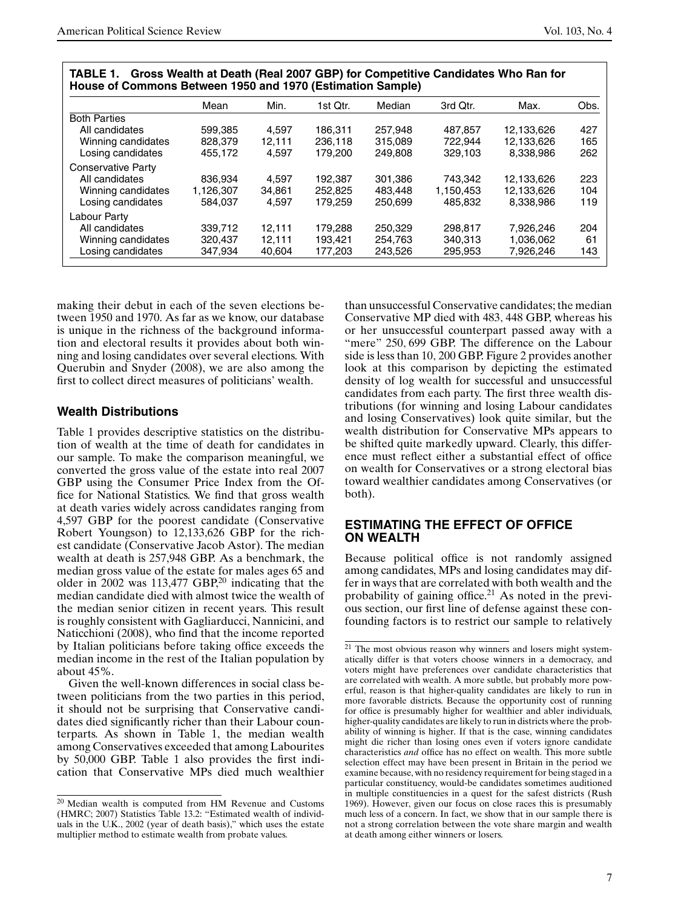**TABLE 1. Gross Wealth at Death (Real 2007 GBP) for Competitive Candidates Who Ran for House of Commons Between 1950 and 1970 (Estimation Sample)**

| | Mean | Min. | 1st Qtr. | Median | 3rd Qtr. | Max. | Obs. |
|---|---|---|---|---|---|---|---|
| Both Parties | | | | | | | |
| All candidates | 599,385 | 4,597 | 186,311 | 257,948 | 487,857 | 12,133,626 | 427 |
| Winning candidates | 828,379 | 12,111 | 236,118 | 315,089 | 722,944 | 12,133,626 | 165 |
| Losing candidates | 455,172 | 4,597 | 179,200 | 249,808 | 329,103 | 8,338,986 | 262 |
| Conservative Party | | | | | | | |
| All candidates | 836,934 | 4,597 | 192,387 | 301,386 | 743,342 | 12,133,626 | 223 |
| Winning candidates | 1,126,307 | 34,861 | 252,825 | 483,448 | 1,150,453 | 12,133,626 | 104 |
| Losing candidates | 584,037 | 4,597 | 179,259 | 250,699 | 485,832 | 8,338,986 | 119 |
| Labour Party | | | | | | | |
| All candidates | 339,712 | 12,111 | 179,288 | 250,329 | 298,817 | 7,926,246 | 204 |
| Winning candidates | 320,437 | 12,111 | 193,421 | 254,763 | 340,313 | 1,036,062 | 61 |
| Losing candidates | 347,934 | 40,604 | 177,203 | 243,526 | 295,953 | 7,926,246 | 143 |

making their debut in each of the seven elections between 1950 and 1970. As far as we know, our database is unique in the richness of the background information and electoral results it provides about both winning and losing candidates over several elections. With Querubin and Snyder (2008), we are also among the first to collect direct measures of politicians' wealth.

### Wealth Distributions

Table 1 provides descriptive statistics on the distribution of wealth at the time of death for candidates in our sample. To make the comparison meaningful, we converted the gross value of the estate into real 2007 GBP using the Consumer Price Index from the Office for National Statistics. We find that gross wealth at death varies widely across candidates ranging from 4,597 GBP for the poorest candidate (Conservative Robert Youngson) to 12,133,626 GBP for the richest candidate (Conservative Jacob Astor). The median wealth at death is 257,948 GBP. As a benchmark, the median gross value of the estate for males ages 65 and older in 2002 was 113,477 GBP,[20] indicating that the median candidate died with almost twice the wealth of the median senior citizen in recent years. This result is roughly consistent with Gagliarducci, Nannicini, and Naticchioni (2008), who find that the income reported by Italian politicians before taking office exceeds the median income in the rest of the Italian population by about 45%.

Given the well-known differences in social class between politicians from the two parties in this period, it should not be surprising that Conservative candidates died significantly richer than their Labour counterparts. As shown in Table 1, the median wealth among Conservatives exceeded that among Labourites by 50,000 GBP. Table 1 also provides the first indication that Conservative MPs died much wealthier than unsuccessful Conservative candidates; the median Conservative MP died with 483, 448 GBP, whereas his or her unsuccessful counterpart passed away with a "mere" 250, 699 GBP. The difference on the Labour side is less than 10, 200 GBP. Figure 2 provides another look at this comparison by depicting the estimated density of log wealth for successful and unsuccessful candidates from each party. The first three wealth distributions (for winning and losing Labour candidates and losing Conservatives) look quite similar, but the wealth distribution for Conservative MPs appears to be shifted quite markedly upward. Clearly, this difference must reflect either a substantial effect of office on wealth for Conservatives or a strong electoral bias toward wealthier candidates among Conservatives (or both).

## ESTIMATING THE EFFECT OF OFFICE ON WEALTH

Because political office is not randomly assigned among candidates, MPs and losing candidates may differ in ways that are correlated with both wealth and the probability of gaining office.[21] As noted in the previous section, our first line of defense against these confounding factors is to restrict our sample to relatively

[20] Median wealth is computed from HM Revenue and Customs (HMRC; 2007) Statistics Table 13.2: "Estimated wealth of individuals in the U.K., 2002 (year of death basis)," which uses the estate multiplier method to estimate wealth from probate values.

[21] The most obvious reason why winners and losers might systematically differ is that voters choose winners in a democracy, and voters might have preferences over candidate characteristics that are correlated with wealth. A more subtle, but probably more powerful, reason is that higher-quality candidates are likely to run in more favorable districts. Because the opportunity cost of running for office is presumably higher for wealthier and abler individuals, higher-quality candidates are likely to run in districts where the probability of winning is higher. If that is the case, winning candidates might die richer than losing ones even if voters ignore candidate characteristics *and* office has no effect on wealth. This more subtle selection effect may have been present in Britain in the period we examine because, with no residency requirement for being staged in a particular constituency, would-be candidates sometimes auditioned in multiple constituencies in a quest for the safest districts (Rush 1969). However, given our focus on close races this is presumably much less of a concern. In fact, we show that in our sample there is not a strong correlation between the vote share margin and wealth at death among either winners or losers.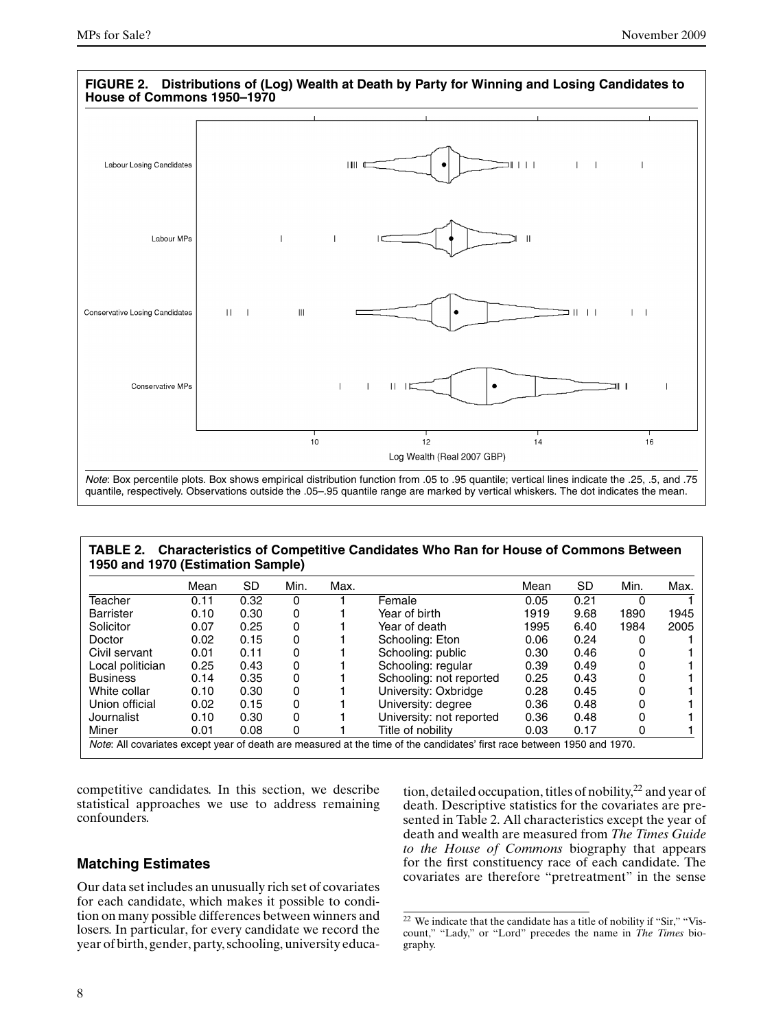**FIGURE 2. Distributions of (Log) Wealth at Death by Party for Winning and Losing Candidates to House of Commons 1950–1970**

*Note*: Box percentile plots. Box shows empirical distribution function from .05 to .95 quantile; vertical lines indicate the .25, .5, and .75 quantile, respectively. Observations outside the .05–.95 quantile range are marked by vertical whiskers. The dot indicates the mean.

**TABLE 2. Characteristics of Competitive Candidates Who Ran for House of Commons Between 1950 and 1970 (Estimation Sample)**

| | Mean | SD | Min. | Max. | | Mean | SD | Min. | Max. |
|---|---|---|---|---|---|---|---|---|---|
| Teacher | 0.11 | 0.32 | 0 | 1 | Female | 0.05 | 0.21 | 0 | 1 |
| Barrister | 0.10 | 0.30 | 0 | 1 | Year of birth | 1919 | 9.68 | 1890 | 1945 |
| Solicitor | 0.07 | 0.25 | 0 | 1 | Year of death | 1995 | 6.40 | 1984 | 2005 |
| Doctor | 0.02 | 0.15 | 0 | 1 | Schooling: Eton | 0.06 | 0.24 | 0 | 1 |
| Civil servant | 0.01 | 0.11 | 0 | 1 | Schooling: public | 0.30 | 0.46 | 0 | 1 |
| Local politician | 0.25 | 0.43 | 0 | 1 | Schooling: regular | 0.39 | 0.49 | 0 | 1 |
| Business | 0.14 | 0.35 | 0 | 1 | Schooling: not reported | 0.25 | 0.43 | 0 | 1 |
| White collar | 0.10 | 0.30 | 0 | 1 | University: Oxbridge | 0.28 | 0.45 | 0 | 1 |
| Union official | 0.02 | 0.15 | 0 | 1 | University: degree | 0.36 | 0.48 | 0 | 1 |
| Journalist | 0.10 | 0.30 | 0 | 1 | University: not reported | 0.36 | 0.48 | 0 | 1 |
| Miner | 0.01 | 0.08 | 0 | 1 | Title of nobility | 0.03 | 0.17 | 0 | 1 |

*Note*: All covariates except year of death are measured at the time of the candidates' first race between 1950 and 1970.

competitive candidates. In this section, we describe statistical approaches we use to address remaining confounders.

## Matching Estimates

Our data set includes an unusually rich set of covariates for each candidate, which makes it possible to condition on many possible differences between winners and losers. In particular, for every candidate we record the year of birth, gender, party, schooling, university education, detailed occupation, titles of nobility,[22] and year of death. Descriptive statistics for the covariates are presented in Table 2. All characteristics except the year of death and wealth are measured from *The Times Guide to the House of Commons* biography that appears for the first constituency race of each candidate. The covariates are therefore "pretreatment" in the sense

[22] We indicate that the candidate has a title of nobility if "Sir," "Viscount," "Lady," or "Lord" precedes the name in *The Times* biography.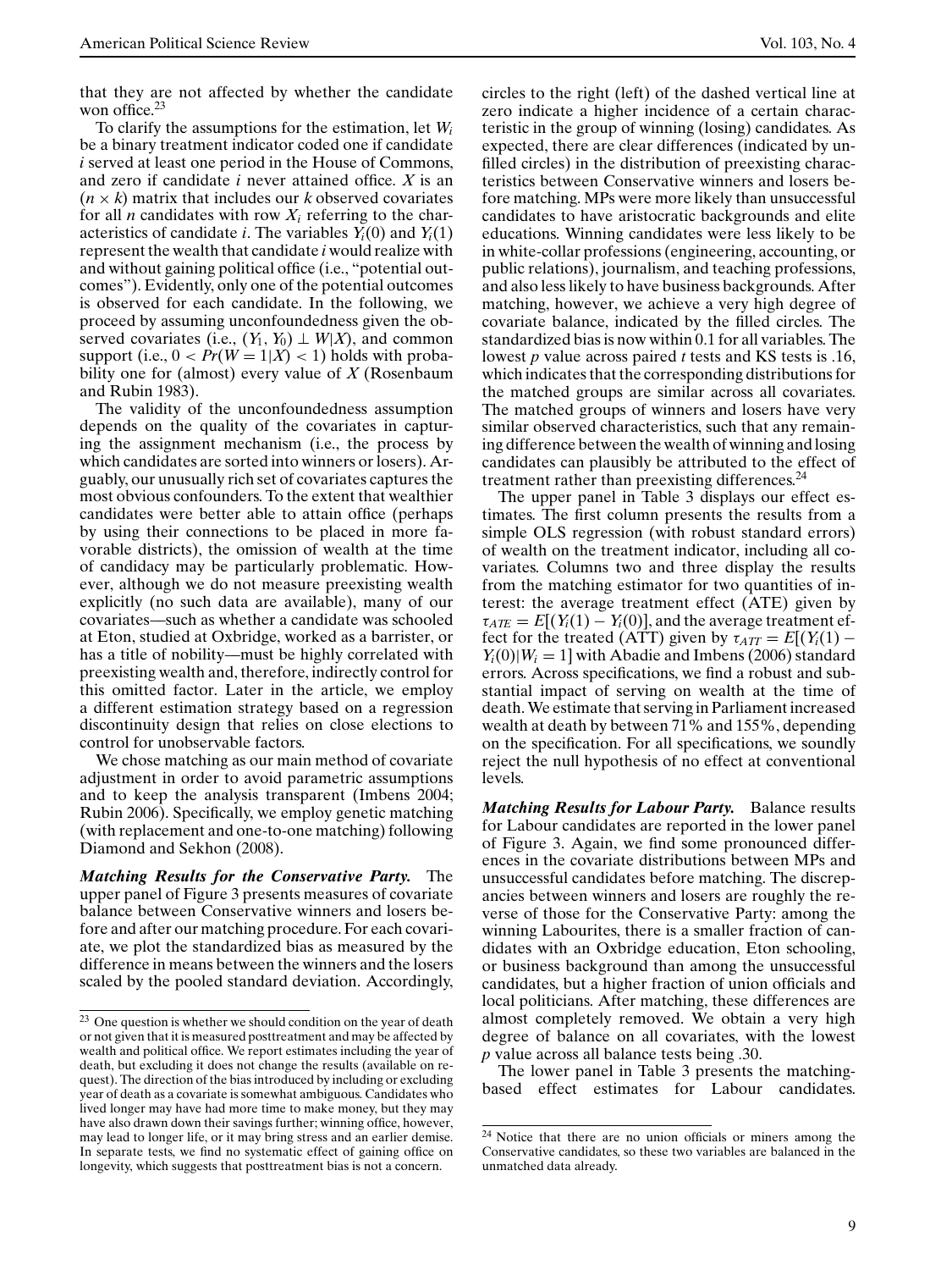that they are not affected by whether the candidate won office.[23]

To clarify the assumptions for the estimation, let $W_i$ be a binary treatment indicator coded one if candidate $i$ served at least one period in the House of Commons, and zero if candidate $i$ never attained office. $X$ is an $(n \times k)$ matrix that includes our $k$ observed covariates for all $n$ candidates with row $X_i$ referring to the characteristics of candidate $i$. The variables $Y_i(0)$ and $Y_i(1)$ represent the wealth that candidate $i$ would realize with and without gaining political office (i.e., "potential outcomes"). Evidently, only one of the potential outcomes is observed for each candidate. In the following, we proceed by assuming unconfoundedness given the observed covariates (i.e., $(Y_1, Y_0) \perp W|X$), and common support (i.e., $0 < Pr(W = 1|X) < 1$) holds with probability one for (almost) every value of $X$ (Rosenbaum and Rubin 1983).

The validity of the unconfoundedness assumption depends on the quality of the covariates in capturing the assignment mechanism (i.e., the process by which candidates are sorted into winners or losers). Arguably, our unusually rich set of covariates captures the most obvious confounders. To the extent that wealthier candidates were better able to attain office (perhaps by using their connections to be placed in more favorable districts), the omission of wealth at the time of candidacy may be particularly problematic. However, although we do not measure preexisting wealth explicitly (no such data are available), many of our covariates—such as whether a candidate was schooled at Eton, studied at Oxbridge, worked as a barrister, or has a title of nobility—must be highly correlated with preexisting wealth and, therefore, indirectly control for this omitted factor. Later in the article, we employ a different estimation strategy based on a regression discontinuity design that relies on close elections to control for unobservable factors.

We chose matching as our main method of covariate adjustment in order to avoid parametric assumptions and to keep the analysis transparent (Imbens 2004; Rubin 2006). Specifically, we employ genetic matching (with replacement and one-to-one matching) following Diamond and Sekhon (2008).

***Matching Results for the Conservative Party.*** The upper panel of Figure 3 presents measures of covariate balance between Conservative winners and losers before and after our matching procedure. For each covariate, we plot the standardized bias as measured by the difference in means between the winners and the losers scaled by the pooled standard deviation. Accordingly, circles to the right (left) of the dashed vertical line at zero indicate a higher incidence of a certain characteristic in the group of winning (losing) candidates. As expected, there are clear differences (indicated by unfilled circles) in the distribution of preexisting characteristics between Conservative winners and losers before matching. MPs were more likely than unsuccessful candidates to have aristocratic backgrounds and elite educations. Winning candidates were less likely to be in white-collar professions (engineering, accounting, or public relations), journalism, and teaching professions, and also less likely to have business backgrounds. After matching, however, we achieve a very high degree of covariate balance, indicated by the filled circles. The standardized bias is now within 0.1 for all variables. The lowest $p$ value across paired $t$ tests and KS tests is .16, which indicates that the corresponding distributions for the matched groups are similar across all covariates. The matched groups of winners and losers have very similar observed characteristics, such that any remaining difference between the wealth of winning and losing candidates can plausibly be attributed to the effect of treatment rather than preexisting differences.[24]

The upper panel in Table 3 displays our effect estimates. The first column presents the results from a simple OLS regression (with robust standard errors) of wealth on the treatment indicator, including all covariates. Columns two and three display the results from the matching estimator for two quantities of interest: the average treatment effect (ATE) given by $\tau_{ATE} = E[(Y_i(1) - Y_i(0)]$, and the average treatment effect for the treated (ATT) given by $\tau_{ATT} = E[(Y_i(1) - Y_i(0)|W_i = 1]$ with Abadie and Imbens (2006) standard errors. Across specifications, we find a robust and substantial impact of serving on wealth at the time of death. We estimate that serving in Parliament increased wealth at death by between 71% and 155%, depending on the specification. For all specifications, we soundly reject the null hypothesis of no effect at conventional levels.

***Matching Results for Labour Party.*** Balance results for Labour candidates are reported in the lower panel of Figure 3. Again, we find some pronounced differences in the covariate distributions between MPs and unsuccessful candidates before matching. The discrepancies between winners and losers are roughly the reverse of those for the Conservative Party: among the winning Labourites, there is a smaller fraction of candidates with an Oxbridge education, Eton schooling, or business background than among the unsuccessful candidates, but a higher fraction of union officials and local politicians. After matching, these differences are almost completely removed. We obtain a very high degree of balance on all covariates, with the lowest $p$ value across all balance tests being .30.

The lower panel in Table 3 presents the matching-based effect estimates for Labour candidates.

---

[23] One question is whether we should condition on the year of death or not given that it is measured posttreatment and may be affected by wealth and political office. We report estimates including the year of death, but excluding it does not change the results (available on request). The direction of the bias introduced by including or excluding year of death as a covariate is somewhat ambiguous. Candidates who lived longer may have had more time to make money, but they may have also drawn down their savings further; winning office, however, may lead to longer life, or it may bring stress and an earlier demise. In separate tests, we find no systematic effect of gaining office on longevity, which suggests that posttreatment bias is not a concern.

[24] Notice that there are no union officials or miners among the Conservative candidates, so these two variables are balanced in the unmatched data already.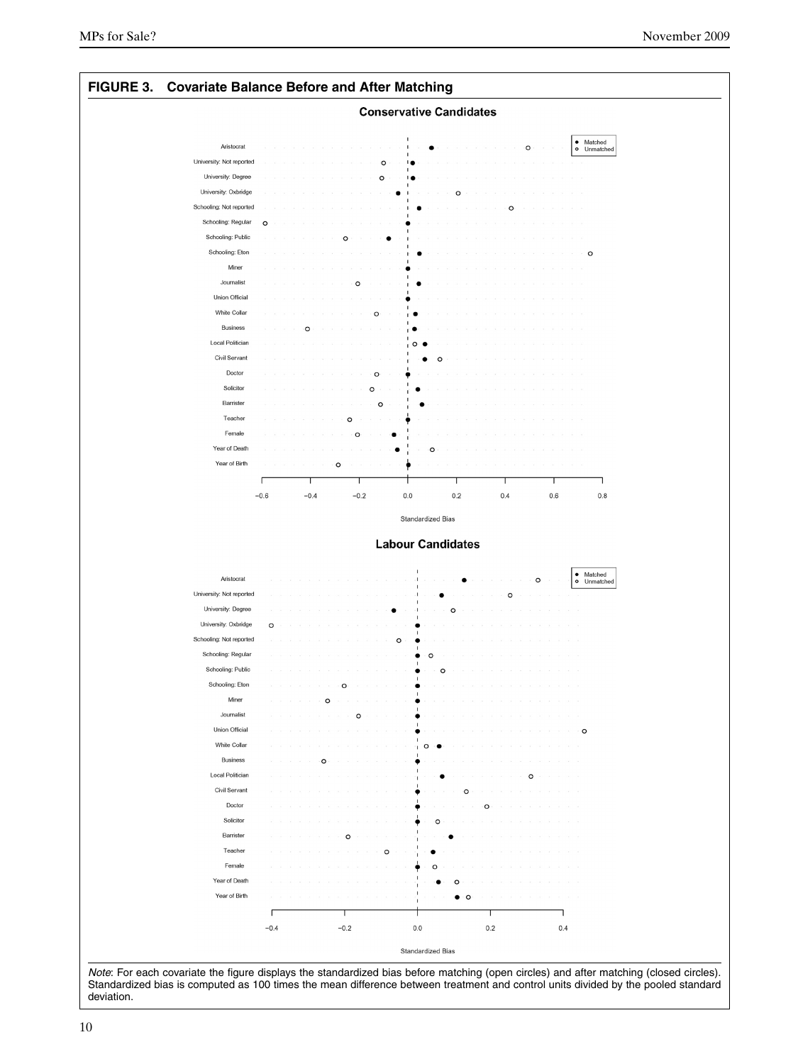**FIGURE 3. Covariate Balance Before and After Matching**

**Conservative Candidates**

Covariates (top to bottom): Aristocrat; University: Not reported; University: Degree; University: Oxbridge; Schooling: Not reported; Schooling: Regular; Schooling: Public; Schooling: Eton; Miner; Journalist; Union Official; White Collar; Business; Local Politician; Civil Servant; Doctor; Solicitor; Barrister; Teacher; Female; Year of Death; Year of Birth

Legend: ● Matched ○ Unmatched

x-axis: Standardized Bias (−0.6 to 0.8)

**Labour Candidates**

Covariates (top to bottom): Aristocrat; University: Not reported; University: Degree; University: Oxbridge; Schooling: Not reported; Schooling: Regular; Schooling: Public; Schooling: Eton; Miner; Journalist; Union Official; White Collar; Business; Local Politician; Civil Servant; Doctor; Solicitor; Barrister; Teacher; Female; Year of Death; Year of Birth

Legend: ● Matched ○ Unmatched

x-axis: Standardized Bias (−0.4 to 0.4)

*Note*: For each covariate the figure displays the standardized bias before matching (open circles) and after matching (closed circles). Standardized bias is computed as 100 times the mean difference between treatment and control units divided by the pooled standard deviation.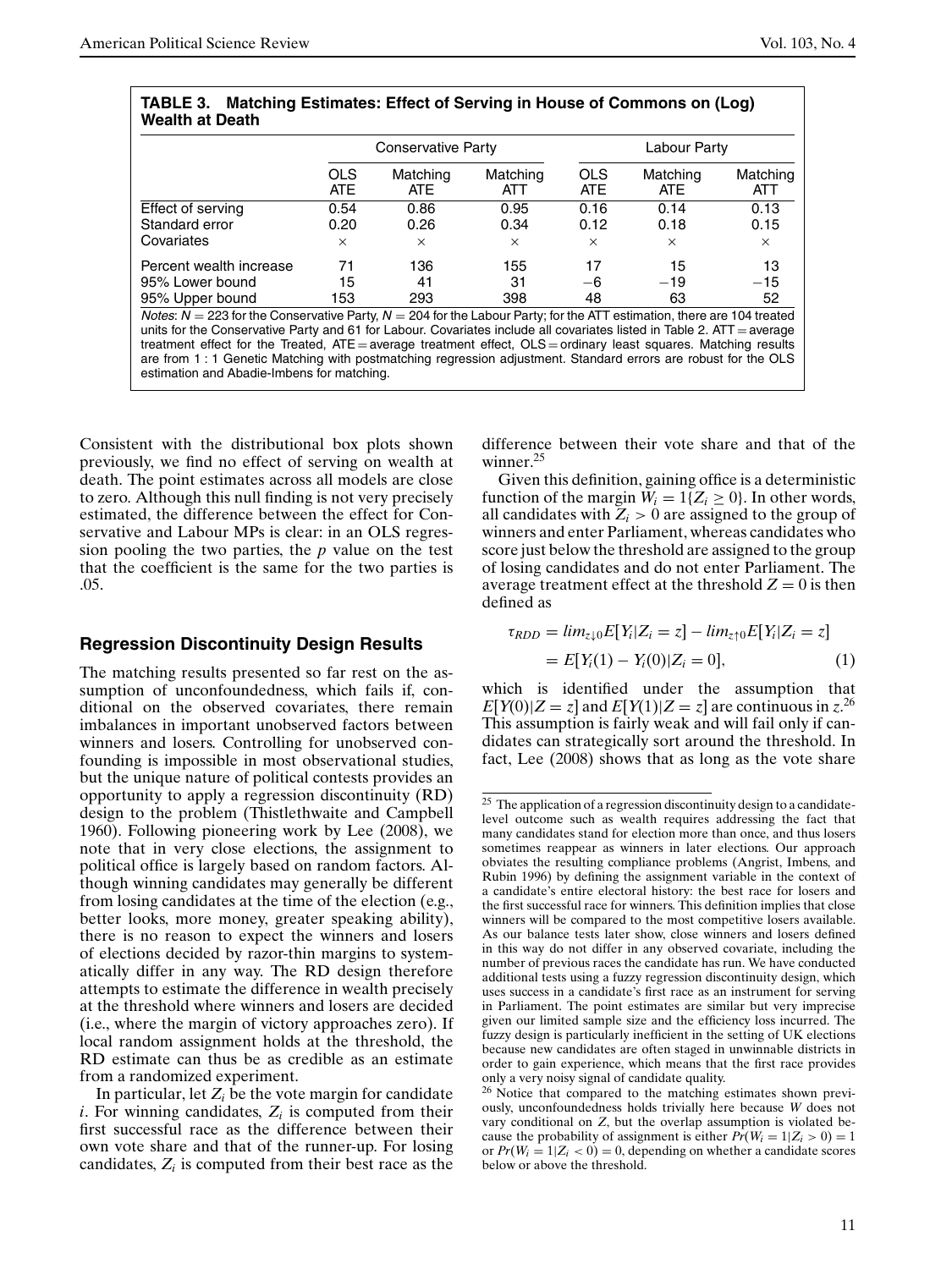**TABLE 3. Matching Estimates: Effect of Serving in House of Commons on (Log) Wealth at Death**

| | Conservative Party | | | Labour Party | | |
|---|---|---|---|---|---|---|
| | OLS ATE | Matching ATE | Matching ATT | OLS ATE | Matching ATE | Matching ATT |
| Effect of serving | 0.54 | 0.86 | 0.95 | 0.16 | 0.14 | 0.13 |
| Standard error | 0.20 | 0.26 | 0.34 | 0.12 | 0.18 | 0.15 |
| Covariates | × | × | × | × | × | × |
| Percent wealth increase | 71 | 136 | 155 | 17 | 15 | 13 |
| 95% Lower bound | 15 | 41 | 31 | −6 | −19 | −15 |
| 95% Upper bound | 153 | 293 | 398 | 48 | 63 | 52 |

*Notes*: $N = 223$ for the Conservative Party, $N = 204$ for the Labour Party; for the ATT estimation, there are 104 treated units for the Conservative Party and 61 for Labour. Covariates include all covariates listed in Table 2. ATT = average treatment effect for the Treated, ATE = average treatment effect, OLS = ordinary least squares. Matching results are from 1 : 1 Genetic Matching with postmatching regression adjustment. Standard errors are robust for the OLS estimation and Abadie-Imbens for matching.

Consistent with the distributional box plots shown previously, we find no effect of serving on wealth at death. The point estimates across all models are close to zero. Although this null finding is not very precisely estimated, the difference between the effect for Conservative and Labour MPs is clear: in an OLS regression pooling the two parties, the $p$ value on the test that the coefficient is the same for the two parties is .05.

## Regression Discontinuity Design Results

The matching results presented so far rest on the assumption of unconfoundedness, which fails if, conditional on the observed covariates, there remain imbalances in important unobserved factors between winners and losers. Controlling for unobserved confounding is impossible in most observational studies, but the unique nature of political contests provides an opportunity to apply a regression discontinuity (RD) design to the problem (Thistlethwaite and Campbell 1960). Following pioneering work by Lee (2008), we note that in very close elections, the assignment to political office is largely based on random factors. Although winning candidates may generally be different from losing candidates at the time of the election (e.g., better looks, more money, greater speaking ability), there is no reason to expect the winners and losers of elections decided by razor-thin margins to systematically differ in any way. The RD design therefore attempts to estimate the difference in wealth precisely at the threshold where winners and losers are decided (i.e., where the margin of victory approaches zero). If local random assignment holds at the threshold, the RD estimate can thus be as credible as an estimate from a randomized experiment.

In particular, let $Z_i$ be the vote margin for candidate $i$. For winning candidates, $Z_i$ is computed from their first successful race as the difference between their own vote share and that of the runner-up. For losing candidates, $Z_i$ is computed from their best race as the difference between their vote share and that of the winner.[25]

Given this definition, gaining office is a deterministic function of the margin $W_i = 1\{Z_i \geq 0\}$. In other words, all candidates with $Z_i > 0$ are assigned to the group of winners and enter Parliament, whereas candidates who score just below the threshold are assigned to the group of losing candidates and do not enter Parliament. The average treatment effect at the threshold $Z = 0$ is then defined as

$$
\begin{aligned}
\tau_{RDD} &= lim_{z \downarrow 0} E[Y_i | Z_i = z] - lim_{z \uparrow 0} E[Y_i | Z_i = z] \\
&= E[Y_i(1) - Y_i(0) | Z_i = 0], \qquad (1)
\end{aligned}
$$

which is identified under the assumption that $E[Y(0)|Z = z]$ and $E[Y(1)|Z = z]$ are continuous in $z$.[26] This assumption is fairly weak and will fail only if candidates can strategically sort around the threshold. In fact, Lee (2008) shows that as long as the vote share

[25] The application of a regression discontinuity design to a candidate-level outcome such as wealth requires addressing the fact that many candidates stand for election more than once, and thus losers sometimes reappear as winners in later elections. Our approach obviates the resulting compliance problems (Angrist, Imbens, and Rubin 1996) by defining the assignment variable in the context of a candidate's entire electoral history: the best race for losers and the first successful race for winners. This definition implies that close winners will be compared to the most competitive losers available. As our balance tests later show, close winners and losers defined in this way do not differ in any observed covariate, including the number of previous races the candidate has run. We have conducted additional tests using a fuzzy regression discontinuity design, which uses success in a candidate's first race as an instrument for serving in Parliament. The point estimates are similar but very imprecise given our limited sample size and the efficiency loss incurred. The fuzzy design is particularly inefficient in the setting of UK elections because new candidates are often staged in unwinnable districts in order to gain experience, which means that the first race provides only a very noisy signal of candidate quality.

[26] Notice that compared to the matching estimates shown previously, unconfoundedness holds trivially here because $W$ does not vary conditional on $Z$, but the overlap assumption is violated because the probability of assignment is either $Pr(W_i = 1 | Z_i > 0) = 1$ or $Pr(W_i = 1 | Z_i < 0) = 0$, depending on whether a candidate scores below or above the threshold.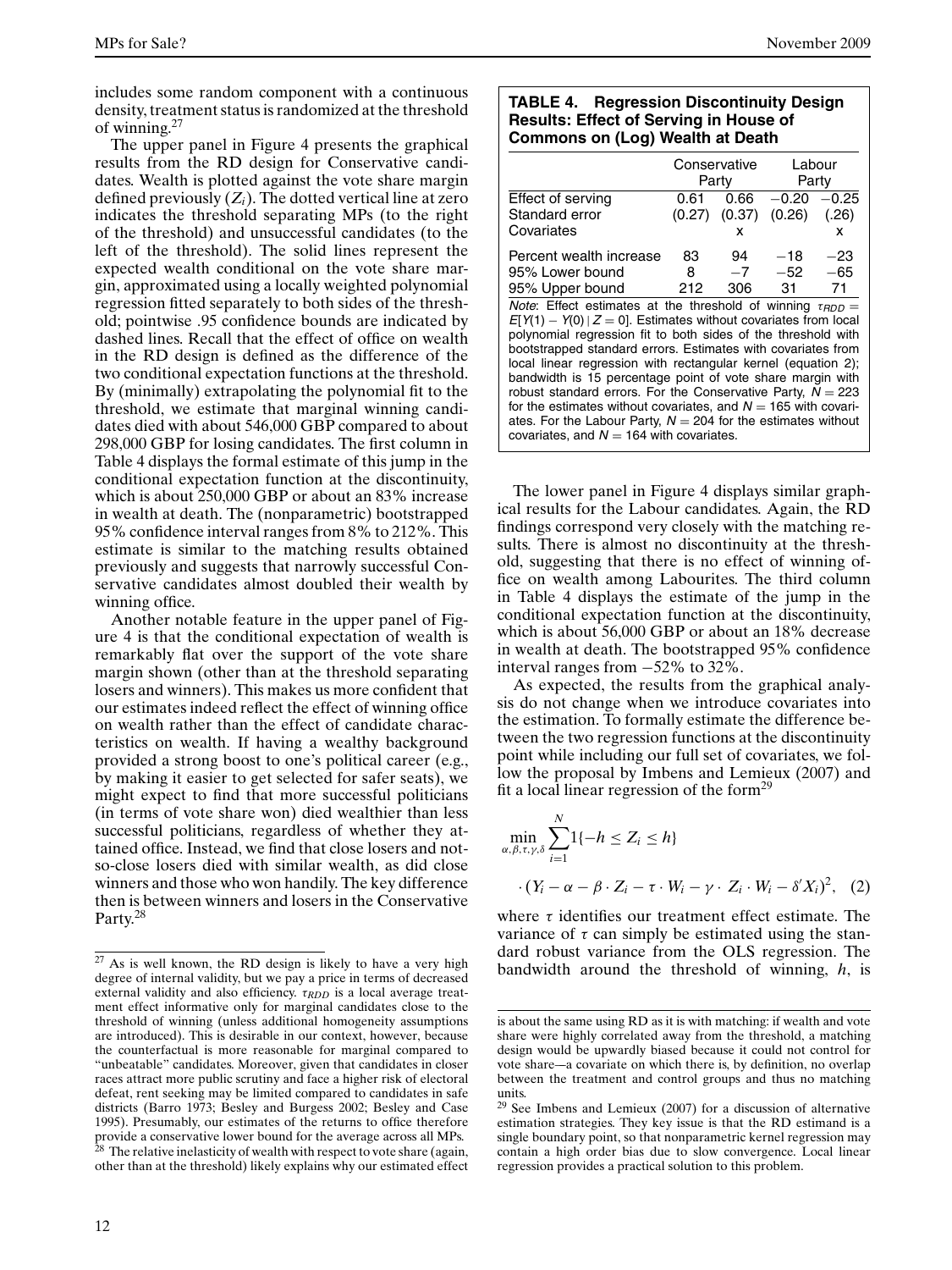includes some random component with a continuous density, treatment status is randomized at the threshold of winning.[27]

The upper panel in Figure 4 presents the graphical results from the RD design for Conservative candidates. Wealth is plotted against the vote share margin defined previously ($Z_i$). The dotted vertical line at zero indicates the threshold separating MPs (to the right of the threshold) and unsuccessful candidates (to the left of the threshold). The solid lines represent the expected wealth conditional on the vote share margin, approximated using a locally weighted polynomial regression fitted separately to both sides of the threshold; pointwise .95 confidence bounds are indicated by dashed lines. Recall that the effect of office on wealth in the RD design is defined as the difference of the two conditional expectation functions at the threshold. By (minimally) extrapolating the polynomial fit to the threshold, we estimate that marginal winning candidates died with about 546,000 GBP compared to about 298,000 GBP for losing candidates. The first column in Table 4 displays the formal estimate of this jump in the conditional expectation function at the discontinuity, which is about 250,000 GBP or about an 83% increase in wealth at death. The (nonparametric) bootstrapped 95% confidence interval ranges from 8% to 212%. This estimate is similar to the matching results obtained previously and suggests that narrowly successful Conservative candidates almost doubled their wealth by winning office.

Another notable feature in the upper panel of Figure 4 is that the conditional expectation of wealth is remarkably flat over the support of the vote share margin shown (other than at the threshold separating losers and winners). This makes us more confident that our estimates indeed reflect the effect of winning office on wealth rather than the effect of candidate characteristics on wealth. If having a wealthy background provided a strong boost to one's political career (e.g., by making it easier to get selected for safer seats), we might expect to find that more successful politicians (in terms of vote share won) died wealthier than less successful politicians, regardless of whether they attained office. Instead, we find that close losers and not-so-close losers died with similar wealth, as did close winners and those who won handily. The key difference then is between winners and losers in the Conservative Party.[28]

**TABLE 4. Regression Discontinuity Design Results: Effect of Serving in House of Commons on (Log) Wealth at Death**

| | Conservative Party | | Labour Party | |
|---|---|---|---|---|
| Effect of serving | 0.61 | 0.66 | −0.20 | −0.25 |
| Standard error | (0.27) | (0.37) | (0.26) | (.26) |
| Covariates | | x | | x |
| Percent wealth increase | 83 | 94 | −18 | −23 |
| 95% Lower bound | 8 | −7 | −52 | −65 |
| 95% Upper bound | 212 | 306 | 31 | 71 |

*Note*: Effect estimates at the threshold of winning $\tau_{RDD} = E[Y(1) - Y(0) \mid Z = 0]$. Estimates without covariates from local polynomial regression fit to both sides of the threshold with bootstrapped standard errors. Estimates with covariates from local linear regression with rectangular kernel (equation 2); bandwidth is 15 percentage point of vote share margin with robust standard errors. For the Conservative Party, $N = 223$ for the estimates without covariates, and $N = 165$ with covariates. For the Labour Party, $N = 204$ for the estimates without covariates, and $N = 164$ with covariates.

The lower panel in Figure 4 displays similar graphical results for the Labour candidates. Again, the RD findings correspond very closely with the matching results. There is almost no discontinuity at the threshold, suggesting that there is no effect of winning office on wealth among Labourites. The third column in Table 4 displays the estimate of the jump in the conditional expectation function at the discontinuity, which is about 56,000 GBP or about an 18% decrease in wealth at death. The bootstrapped 95% confidence interval ranges from −52% to 32%.

As expected, the results from the graphical analysis do not change when we introduce covariates into the estimation. To formally estimate the difference between the two regression functions at the discontinuity point while including our full set of covariates, we follow the proposal by Imbens and Lemieux (2007) and fit a local linear regression of the form[29]

$$\min_{\alpha,\beta,\tau,\gamma,\delta} \sum_{i=1}^{N} 1\{-h \leq Z_i \leq h\} \cdot (Y_i - \alpha - \beta \cdot Z_i - \tau \cdot W_i - \gamma \cdot Z_i \cdot W_i - \delta' X_i)^2, \quad (2)$$

where $\tau$ identifies our treatment effect estimate. The variance of $\tau$ can simply be estimated using the standard robust variance from the OLS regression. The bandwidth around the threshold of winning, $h$, is

---

[27] As is well known, the RD design is likely to have a very high degree of internal validity, but we pay a price in terms of decreased external validity and also efficiency. $\tau_{RDD}$ is a local average treatment effect informative only for marginal candidates close to the threshold of winning (unless additional homogeneity assumptions are introduced). This is desirable in our context, however, because the counterfactual is more reasonable for marginal compared to "unbeatable" candidates. Moreover, given that candidates in closer races attract more public scrutiny and face a higher risk of electoral defeat, rent seeking may be limited compared to candidates in safe districts (Barro 1973; Besley and Burgess 2002; Besley and Case 1995). Presumably, our estimates of the returns to office therefore provide a conservative lower bound for the average across all MPs.

[28] The relative inelasticity of wealth with respect to vote share (again, other than at the threshold) likely explains why our estimated effect is about the same using RD as it is with matching: if wealth and vote share were highly correlated away from the threshold, a matching design would be upwardly biased because it could not control for vote share—a covariate on which there is, by definition, no overlap between the treatment and control groups and thus no matching units.

[29] See Imbens and Lemieux (2007) for a discussion of alternative estimation strategies. They key issue is that the RD estimand is a single boundary point, so that nonparametric kernel regression may contain a high order bias due to slow convergence. Local linear regression provides a practical solution to this problem.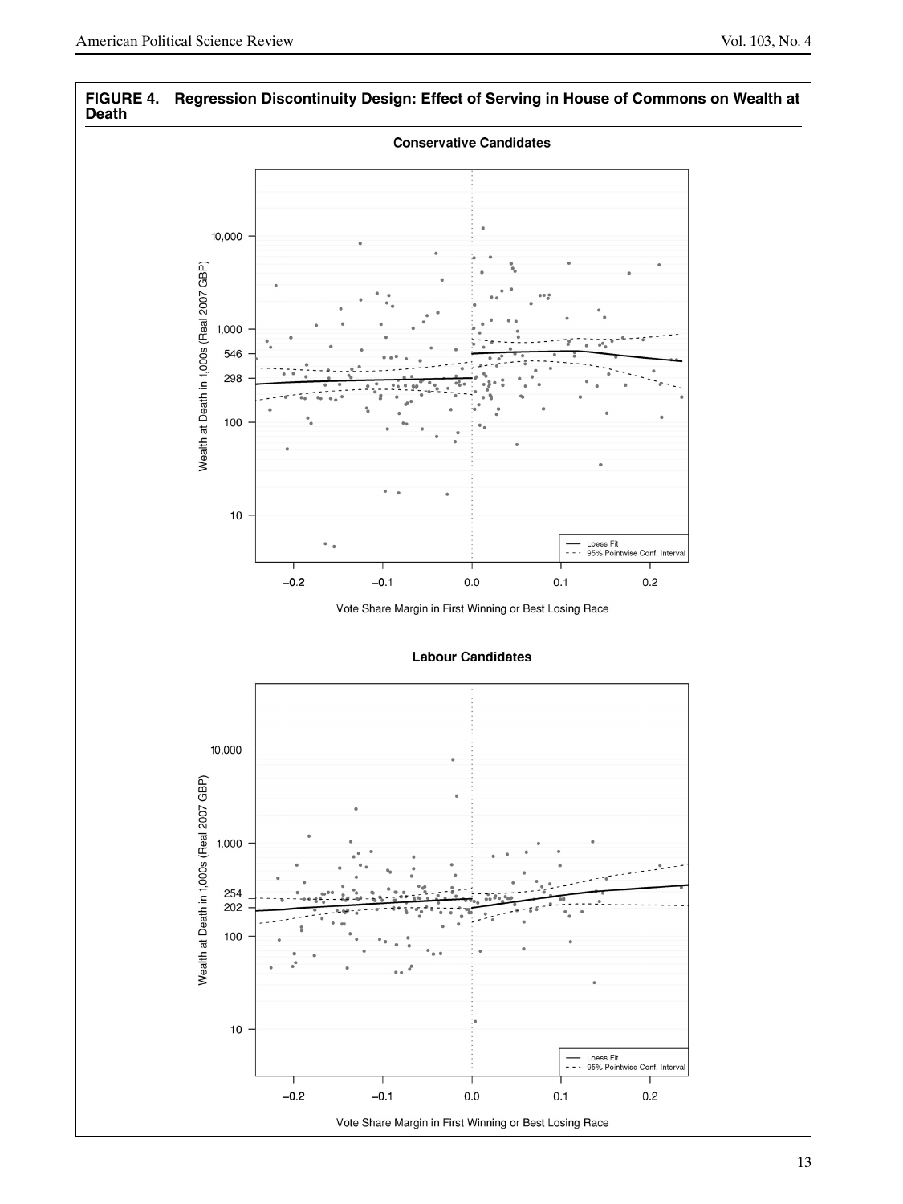**FIGURE 4. Regression Discontinuity Design: Effect of Serving in House of Commons on Wealth at Death**

**Conservative Candidates**

Wealth at Death in 1,000s (Real 2007 GBP)

Vote Share Margin in First Winning or Best Losing Race

**Labour Candidates**

Wealth at Death in 1,000s (Real 2007 GBP)

Vote Share Margin in First Winning or Best Losing Race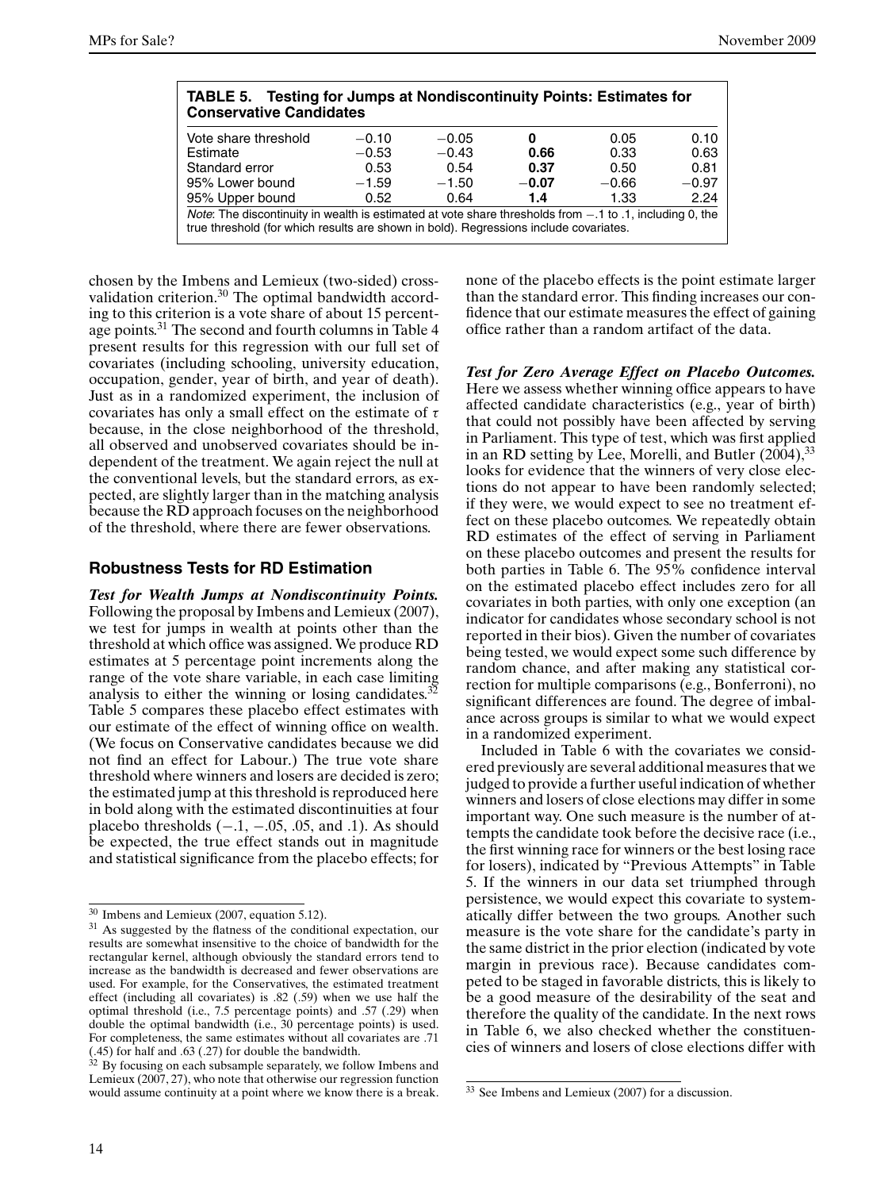**TABLE 5. Testing for Jumps at Nondiscontinuity Points: Estimates for Conservative Candidates**

| Vote share threshold | −0.10 | −0.05 | **0** | 0.05 | 0.10 |
|---|---|---|---|---|---|
| Estimate | −0.53 | −0.43 | **0.66** | 0.33 | 0.63 |
| Standard error | 0.53 | 0.54 | **0.37** | 0.50 | 0.81 |
| 95% Lower bound | −1.59 | −1.50 | **−0.07** | −0.66 | −0.97 |
| 95% Upper bound | 0.52 | 0.64 | **1.4** | 1.33 | 2.24 |

*Note*: The discontinuity in wealth is estimated at vote share thresholds from −.1 to .1, including 0, the true threshold (for which results are shown in bold). Regressions include covariates.

chosen by the Imbens and Lemieux (two-sided) cross-validation criterion.[30] The optimal bandwidth according to this criterion is a vote share of about 15 percentage points.[31] The second and fourth columns in Table 4 present results for this regression with our full set of covariates (including schooling, university education, occupation, gender, year of birth, and year of death). Just as in a randomized experiment, the inclusion of covariates has only a small effect on the estimate of $\tau$ because, in the close neighborhood of the threshold, all observed and unobserved covariates should be independent of the treatment. We again reject the null at the conventional levels, but the standard errors, as expected, are slightly larger than in the matching analysis because the RD approach focuses on the neighborhood of the threshold, where there are fewer observations.

## Robustness Tests for RD Estimation

***Test for Wealth Jumps at Nondiscontinuity Points.*** Following the proposal by Imbens and Lemieux (2007), we test for jumps in wealth at points other than the threshold at which office was assigned. We produce RD estimates at 5 percentage point increments along the range of the vote share variable, in each case limiting analysis to either the winning or losing candidates.[32] Table 5 compares these placebo effect estimates with our estimate of the effect of winning office on wealth. (We focus on Conservative candidates because we did not find an effect for Labour.) The true vote share threshold where winners and losers are decided is zero; the estimated jump at this threshold is reproduced here in bold along with the estimated discontinuities at four placebo thresholds (−.1, −.05, .05, and .1). As should be expected, the true effect stands out in magnitude and statistical significance from the placebo effects; for none of the placebo effects is the point estimate larger than the standard error. This finding increases our confidence that our estimate measures the effect of gaining office rather than a random artifact of the data.

***Test for Zero Average Effect on Placebo Outcomes.*** Here we assess whether winning office appears to have affected candidate characteristics (e.g., year of birth) that could not possibly have been affected by serving in Parliament. This type of test, which was first applied in an RD setting by Lee, Morelli, and Butler (2004),[33] looks for evidence that the winners of very close elections do not appear to have been randomly selected; if they were, we would expect to see no treatment effect on these placebo outcomes. We repeatedly obtain RD estimates of the effect of serving in Parliament on these placebo outcomes and present the results for both parties in Table 6. The 95% confidence interval on the estimated placebo effect includes zero for all covariates in both parties, with only one exception (an indicator for candidates whose secondary school is not reported in their bios). Given the number of covariates being tested, we would expect some such difference by random chance, and after making any statistical correction for multiple comparisons (e.g., Bonferroni), no significant differences are found. The degree of imbalance across groups is similar to what we would expect in a randomized experiment.

Included in Table 6 with the covariates we considered previously are several additional measures that we judged to provide a further useful indication of whether winners and losers of close elections may differ in some important way. One such measure is the number of attempts the candidate took before the decisive race (i.e., the first winning race for winners or the best losing race for losers), indicated by "Previous Attempts" in Table 5. If the winners in our data set triumphed through persistence, we would expect this covariate to systematically differ between the two groups. Another such measure is the vote share for the candidate's party in the same district in the prior election (indicated by vote margin in previous race). Because candidates competed to be staged in favorable districts, this is likely to be a good measure of the desirability of the seat and therefore the quality of the candidate. In the next rows in Table 6, we also checked whether the constituencies of winners and losers of close elections differ with

[30] Imbens and Lemieux (2007, equation 5.12).

[31] As suggested by the flatness of the conditional expectation, our results are somewhat insensitive to the choice of bandwidth for the rectangular kernel, although obviously the standard errors tend to increase as the bandwidth is decreased and fewer observations are used. For example, for the Conservatives, the estimated treatment effect (including all covariates) is .82 (.59) when we use half the optimal threshold (i.e., 7.5 percentage points) and .57 (.29) when double the optimal bandwidth (i.e., 30 percentage points) is used. For completeness, the same estimates without all covariates are .71 (.45) for half and .63 (.27) for double the bandwidth.

[32] By focusing on each subsample separately, we follow Imbens and Lemieux (2007, 27), who note that otherwise our regression function would assume continuity at a point where we know there is a break.

[33] See Imbens and Lemieux (2007) for a discussion.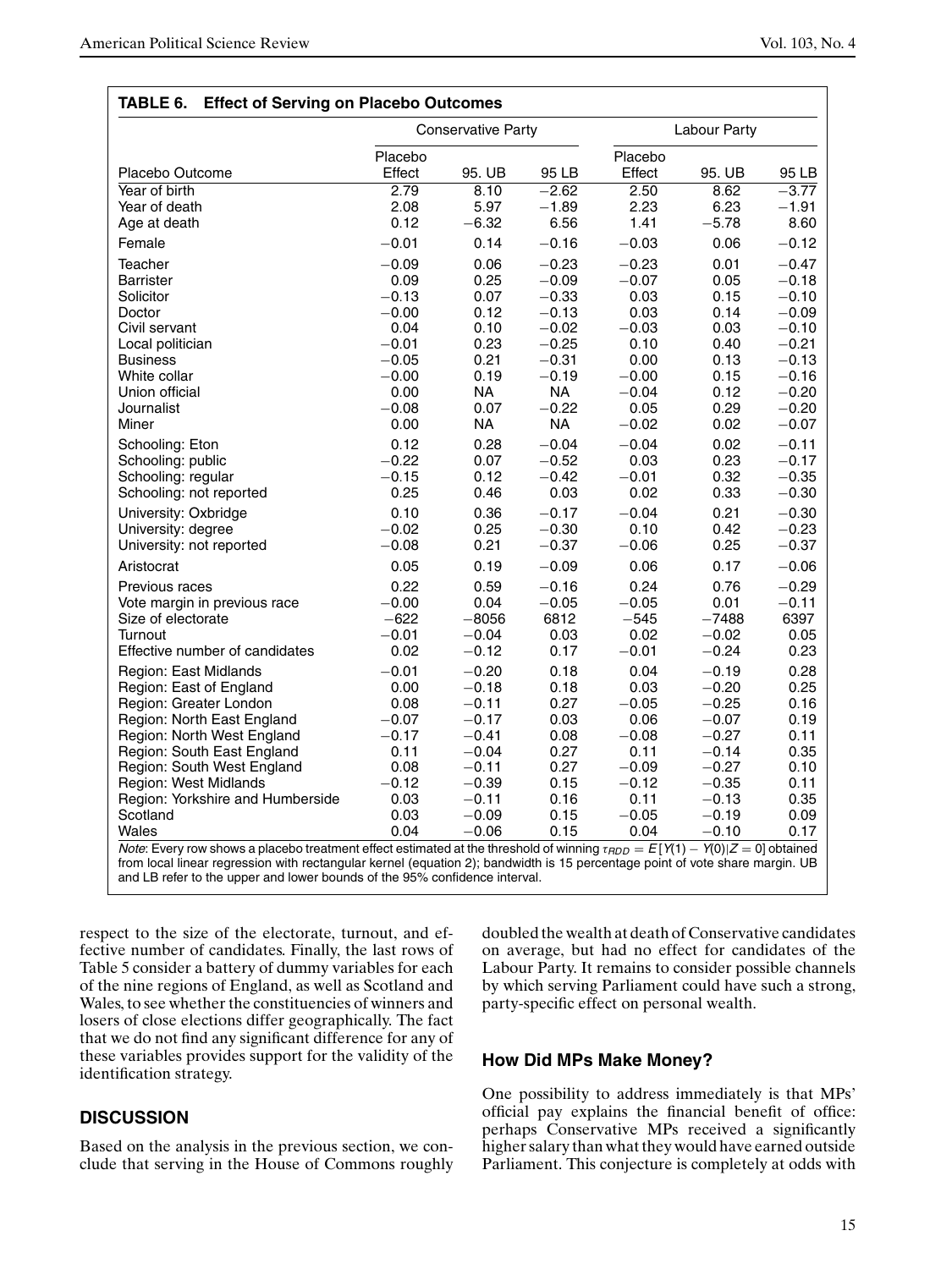**TABLE 6. Effect of Serving on Placebo Outcomes**

| | Conservative Party | | | Labour Party | | |
|---|---|---|---|---|---|---|
| Placebo Outcome | Placebo Effect | 95. UB | 95 LB | Placebo Effect | 95. UB | 95 LB |
| Year of birth | 2.79 | 8.10 | −2.62 | 2.50 | 8.62 | −3.77 |
| Year of death | 2.08 | 5.97 | −1.89 | 2.23 | 6.23 | −1.91 |
| Age at death | 0.12 | −6.32 | 6.56 | 1.41 | −5.78 | 8.60 |
| Female | −0.01 | 0.14 | −0.16 | −0.03 | 0.06 | −0.12 |
| Teacher | −0.09 | 0.06 | −0.23 | −0.23 | 0.01 | −0.47 |
| Barrister | 0.09 | 0.25 | −0.09 | −0.07 | 0.05 | −0.18 |
| Solicitor | −0.13 | 0.07 | −0.33 | 0.03 | 0.15 | −0.10 |
| Doctor | −0.00 | 0.12 | −0.13 | 0.03 | 0.14 | −0.09 |
| Civil servant | 0.04 | 0.10 | −0.02 | −0.03 | 0.03 | −0.10 |
| Local politician | −0.01 | 0.23 | −0.25 | 0.10 | 0.40 | −0.21 |
| Business | −0.05 | 0.21 | −0.31 | 0.00 | 0.13 | −0.13 |
| White collar | −0.00 | 0.19 | −0.19 | −0.00 | 0.15 | −0.16 |
| Union official | 0.00 | NA | NA | −0.04 | 0.12 | −0.20 |
| Journalist | −0.08 | 0.07 | −0.22 | 0.05 | 0.29 | −0.20 |
| Miner | 0.00 | NA | NA | −0.02 | 0.02 | −0.07 |
| Schooling: Eton | 0.12 | 0.28 | −0.04 | −0.04 | 0.02 | −0.11 |
| Schooling: public | −0.22 | 0.07 | −0.52 | 0.03 | 0.23 | −0.17 |
| Schooling: regular | −0.15 | 0.12 | −0.42 | −0.01 | 0.32 | −0.35 |
| Schooling: not reported | 0.25 | 0.46 | 0.03 | 0.02 | 0.33 | −0.30 |
| University: Oxbridge | 0.10 | 0.36 | −0.17 | −0.04 | 0.21 | −0.30 |
| University: degree | −0.02 | 0.25 | −0.30 | 0.10 | 0.42 | −0.23 |
| University: not reported | −0.08 | 0.21 | −0.37 | −0.06 | 0.25 | −0.37 |
| Aristocrat | 0.05 | 0.19 | −0.09 | 0.06 | 0.17 | −0.06 |
| Previous races | 0.22 | 0.59 | −0.16 | 0.24 | 0.76 | −0.29 |
| Vote margin in previous race | −0.00 | 0.04 | −0.05 | −0.05 | 0.01 | −0.11 |
| Size of electorate | −622 | −8056 | 6812 | −545 | −7488 | 6397 |
| Turnout | −0.01 | −0.04 | 0.03 | 0.02 | −0.02 | 0.05 |
| Effective number of candidates | 0.02 | −0.12 | 0.17 | −0.01 | −0.24 | 0.23 |
| Region: East Midlands | −0.01 | −0.20 | 0.18 | 0.04 | −0.19 | 0.28 |
| Region: East of England | 0.00 | −0.18 | 0.18 | 0.03 | −0.20 | 0.25 |
| Region: Greater London | 0.08 | −0.11 | 0.27 | −0.05 | −0.25 | 0.16 |
| Region: North East England | −0.07 | −0.17 | 0.03 | 0.06 | −0.07 | 0.19 |
| Region: North West England | −0.17 | −0.41 | 0.08 | −0.08 | −0.27 | 0.11 |
| Region: South East England | 0.11 | −0.04 | 0.27 | 0.11 | −0.14 | 0.35 |
| Region: South West England | 0.08 | −0.11 | 0.27 | −0.09 | −0.27 | 0.10 |
| Region: West Midlands | −0.12 | −0.39 | 0.15 | −0.12 | −0.35 | 0.11 |
| Region: Yorkshire and Humberside | 0.03 | −0.11 | 0.16 | 0.11 | −0.13 | 0.35 |
| Scotland | 0.03 | −0.09 | 0.15 | −0.05 | −0.19 | 0.09 |
| Wales | 0.04 | −0.06 | 0.15 | 0.04 | −0.10 | 0.17 |

*Note*: Every row shows a placebo treatment effect estimated at the threshold of winning $\tau_{RDD} = E[Y(1) - Y(0)|Z = 0]$ obtained from local linear regression with rectangular kernel (equation 2); bandwidth is 15 percentage point of vote share margin. UB and LB refer to the upper and lower bounds of the 95% confidence interval.

respect to the size of the electorate, turnout, and effective number of candidates. Finally, the last rows of Table 5 consider a battery of dummy variables for each of the nine regions of England, as well as Scotland and Wales, to see whether the constituencies of winners and losers of close elections differ geographically. The fact that we do not find any significant difference for any of these variables provides support for the validity of the identification strategy.

## DISCUSSION

Based on the analysis in the previous section, we conclude that serving in the House of Commons roughly doubled the wealth at death of Conservative candidates on average, but had no effect for candidates of the Labour Party. It remains to consider possible channels by which serving Parliament could have such a strong, party-specific effect on personal wealth.

### How Did MPs Make Money?

One possibility to address immediately is that MPs' official pay explains the financial benefit of office: perhaps Conservative MPs received a significantly higher salary than what they would have earned outside Parliament. This conjecture is completely at odds with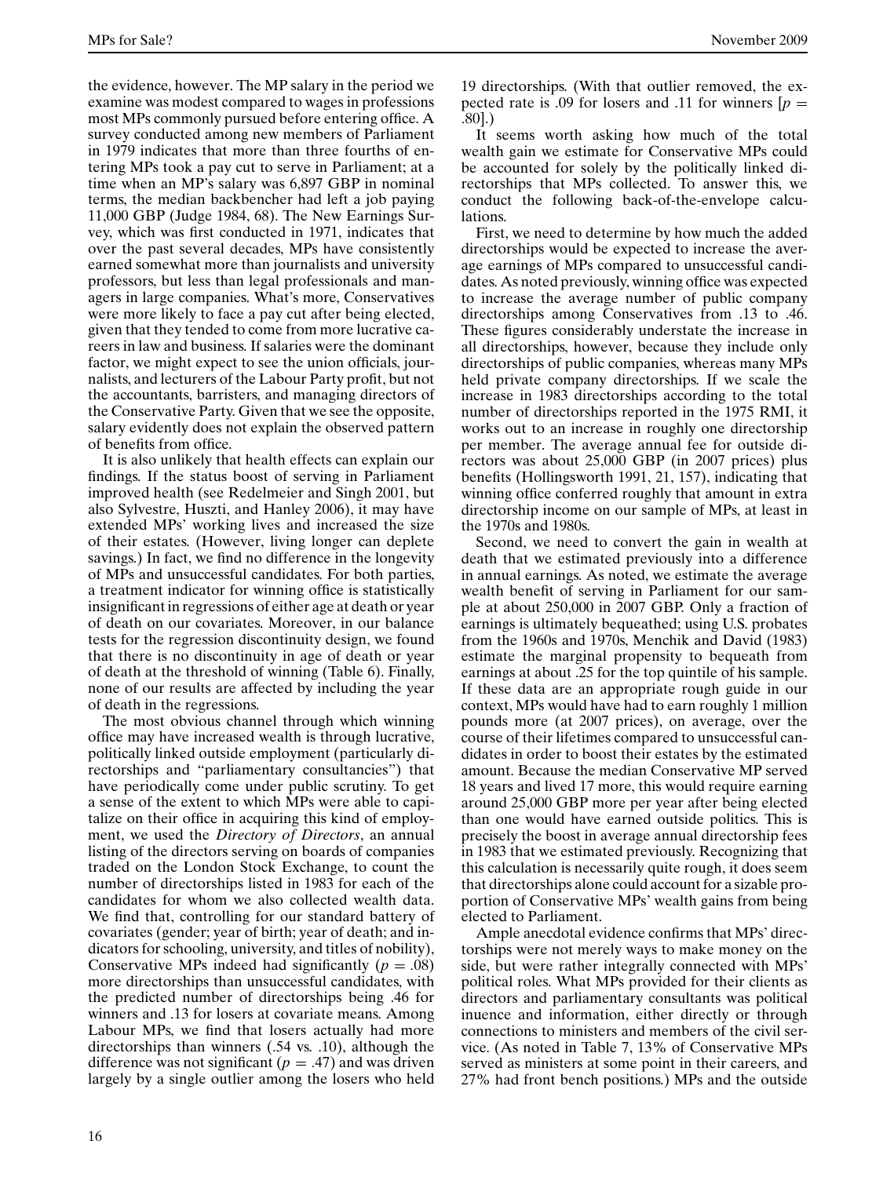the evidence, however. The MP salary in the period we examine was modest compared to wages in professions most MPs commonly pursued before entering office. A survey conducted among new members of Parliament in 1979 indicates that more than three fourths of entering MPs took a pay cut to serve in Parliament; at a time when an MP's salary was 6,897 GBP in nominal terms, the median backbencher had left a job paying 11,000 GBP (Judge 1984, 68). The New Earnings Survey, which was first conducted in 1971, indicates that over the past several decades, MPs have consistently earned somewhat more than journalists and university professors, but less than legal professionals and managers in large companies. What's more, Conservatives were more likely to face a pay cut after being elected, given that they tended to come from more lucrative careers in law and business. If salaries were the dominant factor, we might expect to see the union officials, journalists, and lecturers of the Labour Party profit, but not the accountants, barristers, and managing directors of the Conservative Party. Given that we see the opposite, salary evidently does not explain the observed pattern of benefits from office.

It is also unlikely that health effects can explain our findings. If the status boost of serving in Parliament improved health (see Redelmeier and Singh 2001, but also Sylvestre, Huszti, and Hanley 2006), it may have extended MPs' working lives and increased the size of their estates. (However, living longer can deplete savings.) In fact, we find no difference in the longevity of MPs and unsuccessful candidates. For both parties, a treatment indicator for winning office is statistically insignificant in regressions of either age at death or year of death on our covariates. Moreover, in our balance tests for the regression discontinuity design, we found that there is no discontinuity in age of death or year of death at the threshold of winning (Table 6). Finally, none of our results are affected by including the year of death in the regressions.

The most obvious channel through which winning office may have increased wealth is through lucrative, politically linked outside employment (particularly directorships and "parliamentary consultancies") that have periodically come under public scrutiny. To get a sense of the extent to which MPs were able to capitalize on their office in acquiring this kind of employment, we used the *Directory of Directors*, an annual listing of the directors serving on boards of companies traded on the London Stock Exchange, to count the number of directorships listed in 1983 for each of the candidates for whom we also collected wealth data. We find that, controlling for our standard battery of covariates (gender; year of birth; year of death; and indicators for schooling, university, and titles of nobility), Conservative MPs indeed had significantly ($p = .08$) more directorships than unsuccessful candidates, with the predicted number of directorships being .46 for winners and .13 for losers at covariate means. Among Labour MPs, we find that losers actually had more directorships than winners (.54 vs. .10), although the difference was not significant ($p = .47$) and was driven largely by a single outlier among the losers who held 19 directorships. (With that outlier removed, the expected rate is .09 for losers and .11 for winners [$p = .80$].)

It seems worth asking how much of the total wealth gain we estimate for Conservative MPs could be accounted for solely by the politically linked directorships that MPs collected. To answer this, we conduct the following back-of-the-envelope calculations.

First, we need to determine by how much the added directorships would be expected to increase the average earnings of MPs compared to unsuccessful candidates. As noted previously, winning office was expected to increase the average number of public company directorships among Conservatives from .13 to .46. These figures considerably understate the increase in all directorships, however, because they include only directorships of public companies, whereas many MPs held private company directorships. If we scale the increase in 1983 directorships according to the total number of directorships reported in the 1975 RMI, it works out to an increase in roughly one directorship per member. The average annual fee for outside directors was about 25,000 GBP (in 2007 prices) plus benefits (Hollingsworth 1991, 21, 157), indicating that winning office conferred roughly that amount in extra directorship income on our sample of MPs, at least in the 1970s and 1980s.

Second, we need to convert the gain in wealth at death that we estimated previously into a difference in annual earnings. As noted, we estimate the average wealth benefit of serving in Parliament for our sample at about 250,000 in 2007 GBP. Only a fraction of earnings is ultimately bequeathed; using U.S. probates from the 1960s and 1970s, Menchik and David (1983) estimate the marginal propensity to bequeath from earnings at about .25 for the top quintile of his sample. If these data are an appropriate rough guide in our context, MPs would have had to earn roughly 1 million pounds more (at 2007 prices), on average, over the course of their lifetimes compared to unsuccessful candidates in order to boost their estates by the estimated amount. Because the median Conservative MP served 18 years and lived 17 more, this would require earning around 25,000 GBP more per year after being elected than one would have earned outside politics. This is precisely the boost in average annual directorship fees in 1983 that we estimated previously. Recognizing that this calculation is necessarily quite rough, it does seem that directorships alone could account for a sizable proportion of Conservative MPs' wealth gains from being elected to Parliament.

Ample anecdotal evidence confirms that MPs' directorships were not merely ways to make money on the side, but were rather integrally connected with MPs' political roles. What MPs provided for their clients as directors and parliamentary consultants was political inuence and information, either directly or through connections to ministers and members of the civil service. (As noted in Table 7, 13% of Conservative MPs served as ministers at some point in their careers, and 27% had front bench positions.) MPs and the outside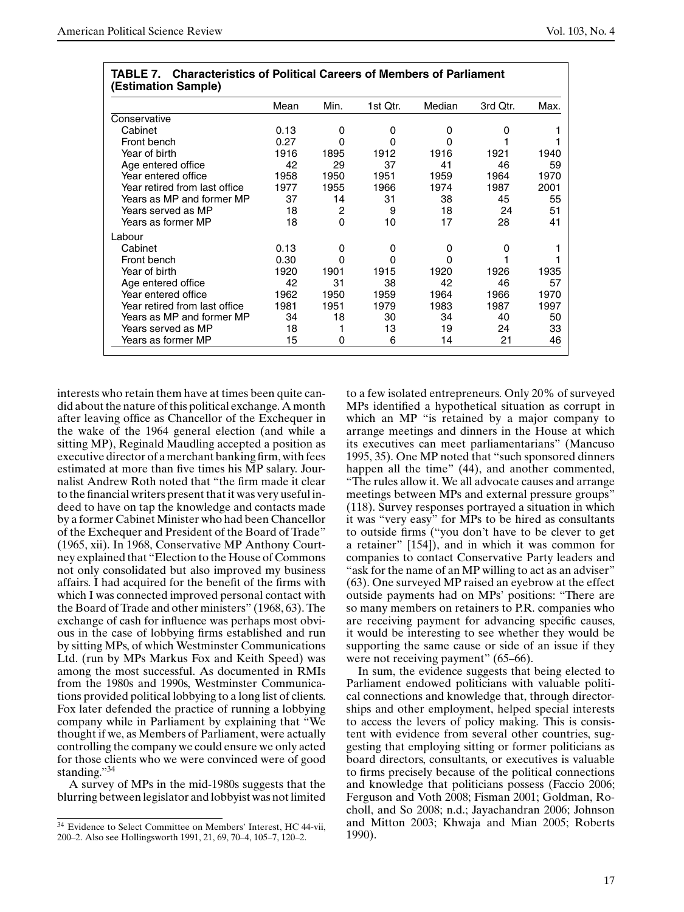**TABLE 7. Characteristics of Political Careers of Members of Parliament (Estimation Sample)**

| | Mean | Min. | 1st Qtr. | Median | 3rd Qtr. | Max. |
|---|---|---|---|---|---|---|
| Conservative | | | | | | |
| Cabinet | 0.13 | 0 | 0 | 0 | 0 | 1 |
| Front bench | 0.27 | 0 | 0 | 0 | 1 | 1 |
| Year of birth | 1916 | 1895 | 1912 | 1916 | 1921 | 1940 |
| Age entered office | 42 | 29 | 37 | 41 | 46 | 59 |
| Year entered office | 1958 | 1950 | 1951 | 1959 | 1964 | 1970 |
| Year retired from last office | 1977 | 1955 | 1966 | 1974 | 1987 | 2001 |
| Years as MP and former MP | 37 | 14 | 31 | 38 | 45 | 55 |
| Years served as MP | 18 | 2 | 9 | 18 | 24 | 51 |
| Years as former MP | 18 | 0 | 10 | 17 | 28 | 41 |
| Labour | | | | | | |
| Cabinet | 0.13 | 0 | 0 | 0 | 0 | 1 |
| Front bench | 0.30 | 0 | 0 | 0 | 1 | 1 |
| Year of birth | 1920 | 1901 | 1915 | 1920 | 1926 | 1935 |
| Age entered office | 42 | 31 | 38 | 42 | 46 | 57 |
| Year entered office | 1962 | 1950 | 1959 | 1964 | 1966 | 1970 |
| Year retired from last office | 1981 | 1951 | 1979 | 1983 | 1987 | 1997 |
| Years as MP and former MP | 34 | 18 | 30 | 34 | 40 | 50 |
| Years served as MP | 18 | 1 | 13 | 19 | 24 | 33 |
| Years as former MP | 15 | 0 | 6 | 14 | 21 | 46 |

interests who retain them have at times been quite candid about the nature of this political exchange. A month after leaving office as Chancellor of the Exchequer in the wake of the 1964 general election (and while a sitting MP), Reginald Maudling accepted a position as executive director of a merchant banking firm, with fees estimated at more than five times his MP salary. Journalist Andrew Roth noted that "the firm made it clear to the financial writers present that it was very useful indeed to have on tap the knowledge and contacts made by a former Cabinet Minister who had been Chancellor of the Exchequer and President of the Board of Trade" (1965, xii). In 1968, Conservative MP Anthony Courtney explained that "Election to the House of Commons not only consolidated but also improved my business affairs. I had acquired for the benefit of the firms with which I was connected improved personal contact with the Board of Trade and other ministers" (1968, 63). The exchange of cash for influence was perhaps most obvious in the case of lobbying firms established and run by sitting MPs, of which Westminster Communications Ltd. (run by MPs Markus Fox and Keith Speed) was among the most successful. As documented in RMIs from the 1980s and 1990s, Westminster Communications provided political lobbying to a long list of clients. Fox later defended the practice of running a lobbying company while in Parliament by explaining that "We thought if we, as Members of Parliament, were actually controlling the company we could ensure we only acted for those clients who we were convinced were of good standing."[34]

A survey of MPs in the mid-1980s suggests that the blurring between legislator and lobbyist was not limited to a few isolated entrepreneurs. Only 20% of surveyed MPs identified a hypothetical situation as corrupt in which an MP "is retained by a major company to arrange meetings and dinners in the House at which its executives can meet parliamentarians" (Mancuso 1995, 35). One MP noted that "such sponsored dinners happen all the time" (44), and another commented, "The rules allow it. We all advocate causes and arrange meetings between MPs and external pressure groups" (118). Survey responses portrayed a situation in which it was "very easy" for MPs to be hired as consultants to outside firms ("you don't have to be clever to get a retainer" [154]), and in which it was common for companies to contact Conservative Party leaders and "ask for the name of an MP willing to act as an adviser" (63). One surveyed MP raised an eyebrow at the effect outside payments had on MPs' positions: "There are so many members on retainers to P.R. companies who are receiving payment for advancing specific causes, it would be interesting to see whether they would be supporting the same cause or side of an issue if they were not receiving payment" (65–66).

In sum, the evidence suggests that being elected to Parliament endowed politicians with valuable political connections and knowledge that, through directorships and other employment, helped special interests to access the levers of policy making. This is consistent with evidence from several other countries, suggesting that employing sitting or former politicians as board directors, consultants, or executives is valuable to firms precisely because of the political connections and knowledge that politicians possess (Faccio 2006; Ferguson and Voth 2008; Fisman 2001; Goldman, Rocholl, and So 2008; n.d.; Jayachandran 2006; Johnson and Mitton 2003; Khwaja and Mian 2005; Roberts 1990).

[34] Evidence to Select Committee on Members' Interest, HC 44-vii, 200–2. Also see Hollingsworth 1991, 21, 69, 70–4, 105–7, 120–2.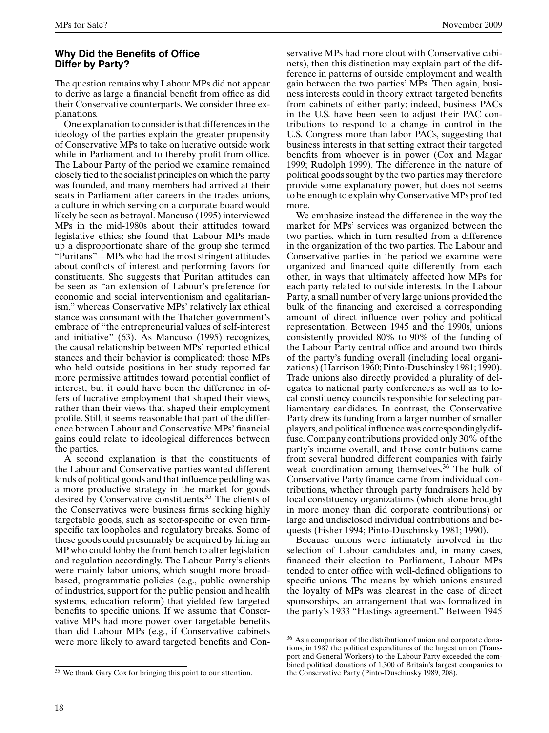## Why Did the Benefits of Office Differ by Party?

The question remains why Labour MPs did not appear to derive as large a financial benefit from office as did their Conservative counterparts. We consider three explanations.

One explanation to consider is that differences in the ideology of the parties explain the greater propensity of Conservative MPs to take on lucrative outside work while in Parliament and to thereby profit from office. The Labour Party of the period we examine remained closely tied to the socialist principles on which the party was founded, and many members had arrived at their seats in Parliament after careers in the trades unions, a culture in which serving on a corporate board would likely be seen as betrayal. Mancuso (1995) interviewed MPs in the mid-1980s about their attitudes toward legislative ethics; she found that Labour MPs made up a disproportionate share of the group she termed "Puritans"—MPs who had the most stringent attitudes about conflicts of interest and performing favors for constituents. She suggests that Puritan attitudes can be seen as "an extension of Labour's preference for economic and social interventionism and egalitarianism," whereas Conservative MPs' relatively lax ethical stance was consonant with the Thatcher government's embrace of "the entrepreneurial values of self-interest and initiative" (63). As Mancuso (1995) recognizes, the causal relationship between MPs' reported ethical stances and their behavior is complicated: those MPs who held outside positions in her study reported far more permissive attitudes toward potential conflict of interest, but it could have been the difference in offers of lucrative employment that shaped their views, rather than their views that shaped their employment profile. Still, it seems reasonable that part of the difference between Labour and Conservative MPs' financial gains could relate to ideological differences between the parties.

A second explanation is that the constituents of the Labour and Conservative parties wanted different kinds of political goods and that influence peddling was a more productive strategy in the market for goods desired by Conservative constituents.[35] The clients of the Conservatives were business firms seeking highly targetable goods, such as sector-specific or even firm-specific tax loopholes and regulatory breaks. Some of these goods could presumably be acquired by hiring an MP who could lobby the front bench to alter legislation and regulation accordingly. The Labour Party's clients were mainly labor unions, which sought more broad-based, programmatic policies (e.g., public ownership of industries, support for the public pension and health systems, education reform) that yielded few targeted benefits to specific unions. If we assume that Conservative MPs had more power over targetable benefits than did Labour MPs (e.g., if Conservative cabinets were more likely to award targeted benefits and Conservative MPs had more clout with Conservative cabinets), then this distinction may explain part of the difference in patterns of outside employment and wealth gain between the two parties' MPs. Then again, business interests could in theory extract targeted benefits from cabinets of either party; indeed, business PACs in the U.S. have been seen to adjust their PAC contributions to respond to a change in control in the U.S. Congress more than labor PACs, suggesting that business interests in that setting extract their targeted benefits from whoever is in power (Cox and Magar 1999; Rudolph 1999). The difference in the nature of political goods sought by the two parties may therefore provide some explanatory power, but does not seems to be enough to explain why Conservative MPs profited more.

We emphasize instead the difference in the way the market for MPs' services was organized between the two parties, which in turn resulted from a difference in the organization of the two parties. The Labour and Conservative parties in the period we examine were organized and financed quite differently from each other, in ways that ultimately affected how MPs for each party related to outside interests. In the Labour Party, a small number of very large unions provided the bulk of the financing and exercised a corresponding amount of direct influence over policy and political representation. Between 1945 and the 1990s, unions consistently provided 80% to 90% of the funding of the Labour Party central office and around two thirds of the party's funding overall (including local organizations) (Harrison 1960; Pinto-Duschinsky 1981; 1990). Trade unions also directly provided a plurality of delegates to national party conferences as well as to local constituency councils responsible for selecting parliamentary candidates. In contrast, the Conservative Party drew its funding from a larger number of smaller players, and political influence was correspondingly diffuse. Company contributions provided only 30% of the party's income overall, and those contributions came from several hundred different companies with fairly weak coordination among themselves.[36] The bulk of Conservative Party finance came from individual contributions, whether through party fundraisers held by local constituency organizations (which alone brought in more money than did corporate contributions) or large and undisclosed individual contributions and bequests (Fisher 1994; Pinto-Duschinsky 1981; 1990).

Because unions were intimately involved in the selection of Labour candidates and, in many cases, financed their election to Parliament, Labour MPs tended to enter office with well-defined obligations to specific unions. The means by which unions ensured the loyalty of MPs was clearest in the case of direct sponsorships, an arrangement that was formalized in the party's 1933 "Hastings agreement." Between 1945

---

[35] We thank Gary Cox for bringing this point to our attention.

[36] As a comparison of the distribution of union and corporate donations, in 1987 the political expenditures of the largest union (Transport and General Workers) to the Labour Party exceeded the combined political donations of 1,300 of Britain's largest companies to the Conservative Party (Pinto-Duschinsky 1989, 208).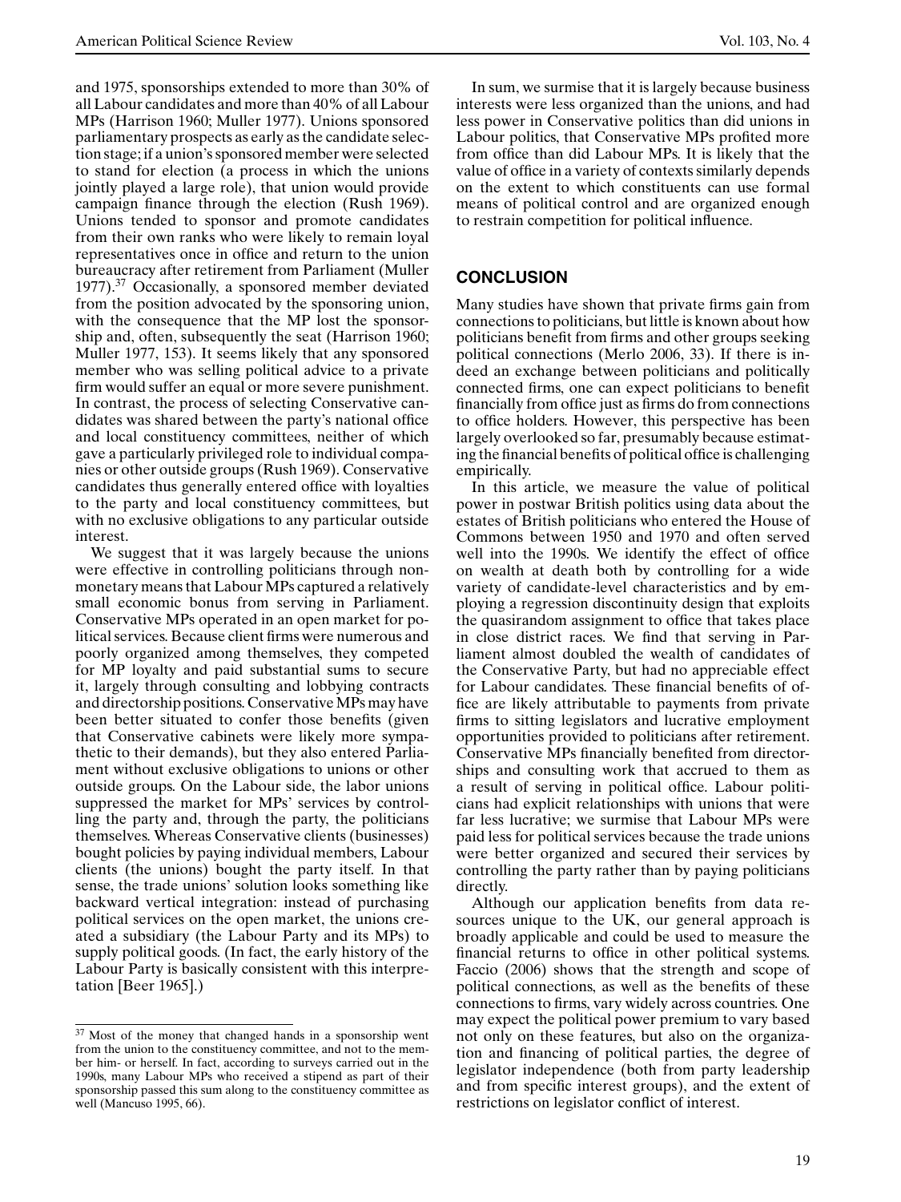and 1975, sponsorships extended to more than 30% of all Labour candidates and more than 40% of all Labour MPs (Harrison 1960; Muller 1977). Unions sponsored parliamentary prospects as early as the candidate selection stage; if a union's sponsored member were selected to stand for election (a process in which the unions jointly played a large role), that union would provide campaign finance through the election (Rush 1969). Unions tended to sponsor and promote candidates from their own ranks who were likely to remain loyal representatives once in office and return to the union bureaucracy after retirement from Parliament (Muller 1977).[37] Occasionally, a sponsored member deviated from the position advocated by the sponsoring union, with the consequence that the MP lost the sponsorship and, often, subsequently the seat (Harrison 1960; Muller 1977, 153). It seems likely that any sponsored member who was selling political advice to a private firm would suffer an equal or more severe punishment. In contrast, the process of selecting Conservative candidates was shared between the party's national office and local constituency committees, neither of which gave a particularly privileged role to individual companies or other outside groups (Rush 1969). Conservative candidates thus generally entered office with loyalties to the party and local constituency committees, but with no exclusive obligations to any particular outside interest.

We suggest that it was largely because the unions were effective in controlling politicians through nonmonetary means that Labour MPs captured a relatively small economic bonus from serving in Parliament. Conservative MPs operated in an open market for political services. Because client firms were numerous and poorly organized among themselves, they competed for MP loyalty and paid substantial sums to secure it, largely through consulting and lobbying contracts and directorship positions. Conservative MPs may have been better situated to confer those benefits (given that Conservative cabinets were likely more sympathetic to their demands), but they also entered Parliament without exclusive obligations to unions or other outside groups. On the Labour side, the labor unions suppressed the market for MPs' services by controlling the party and, through the party, the politicians themselves. Whereas Conservative clients (businesses) bought policies by paying individual members, Labour clients (the unions) bought the party itself. In that sense, the trade unions' solution looks something like backward vertical integration: instead of purchasing political services on the open market, the unions created a subsidiary (the Labour Party and its MPs) to supply political goods. (In fact, the early history of the Labour Party is basically consistent with this interpretation [Beer 1965].)

In sum, we surmise that it is largely because business interests were less organized than the unions, and had less power in Conservative politics than did unions in Labour politics, that Conservative MPs profited more from office than did Labour MPs. It is likely that the value of office in a variety of contexts similarly depends on the extent to which constituents can use formal means of political control and are organized enough to restrain competition for political influence.

## CONCLUSION

Many studies have shown that private firms gain from connections to politicians, but little is known about how politicians benefit from firms and other groups seeking political connections (Merlo 2006, 33). If there is indeed an exchange between politicians and politically connected firms, one can expect politicians to benefit financially from office just as firms do from connections to office holders. However, this perspective has been largely overlooked so far, presumably because estimating the financial benefits of political office is challenging empirically.

In this article, we measure the value of political power in postwar British politics using data about the estates of British politicians who entered the House of Commons between 1950 and 1970 and often served well into the 1990s. We identify the effect of office on wealth at death both by controlling for a wide variety of candidate-level characteristics and by employing a regression discontinuity design that exploits the quasirandom assignment to office that takes place in close district races. We find that serving in Parliament almost doubled the wealth of candidates of the Conservative Party, but had no appreciable effect for Labour candidates. These financial benefits of office are likely attributable to payments from private firms to sitting legislators and lucrative employment opportunities provided to politicians after retirement. Conservative MPs financially benefited from directorships and consulting work that accrued to them as a result of serving in political office. Labour politicians had explicit relationships with unions that were far less lucrative; we surmise that Labour MPs were paid less for political services because the trade unions were better organized and secured their services by controlling the party rather than by paying politicians directly.

Although our application benefits from data resources unique to the UK, our general approach is broadly applicable and could be used to measure the financial returns to office in other political systems. Faccio (2006) shows that the strength and scope of political connections, as well as the benefits of these connections to firms, vary widely across countries. One may expect the political power premium to vary based not only on these features, but also on the organization and financing of political parties, the degree of legislator independence (both from party leadership and from specific interest groups), and the extent of restrictions on legislator conflict of interest.

[37] Most of the money that changed hands in a sponsorship went from the union to the constituency committee, and not to the member him- or herself. In fact, according to surveys carried out in the 1990s, many Labour MPs who received a stipend as part of their sponsorship passed this sum along to the constituency committee as well (Mancuso 1995, 66).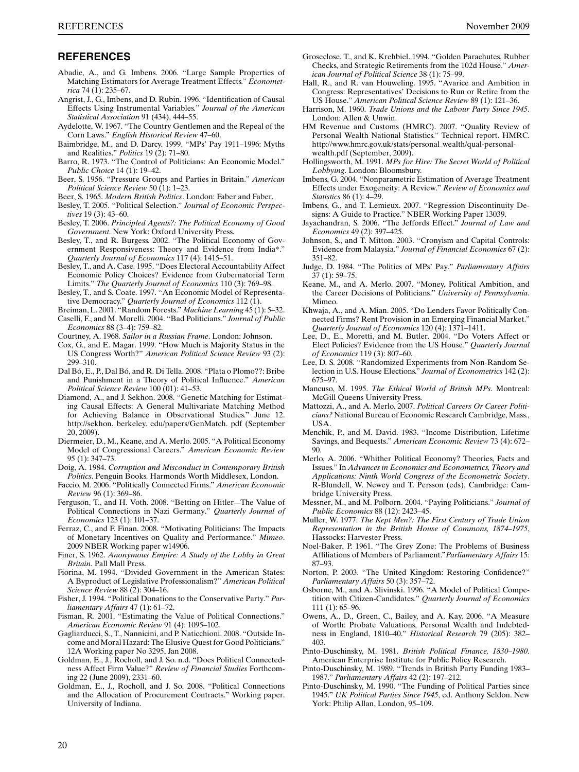## REFERENCES

Abadie, A., and G. Imbens. 2006. "Large Sample Properties of Matching Estimators for Average Treatment Effects." *Econometrica* 74 (1): 235–67.

Angrist, J. G., Imbens, and D. Rubin. 1996. "Identification of Causal Effects Using Instrumental Variables." *Journal of the American Statistical Association* 91 (434), 444–55.

Aydelotte, W. 1967. "The Country Gentlemen and the Repeal of the Corn Laws." *English Historical Review* 47–60.

Baimbridge, M., and D. Darcy. 1999. "MPs' Pay 1911–1996: Myths and Realities." *Politics* 19 (2): 71–80.

Barro, R. 1973. "The Control of Politicians: An Economic Model." *Public Choice* 14 (1): 19–42.

Beer, S. 1956. "Pressure Groups and Parties in Britain." *American Political Science Review* 50 (1): 1–23.

Beer, S. 1965. *Modern British Politics*. London: Faber and Faber.

Besley, T. 2005. "Political Selection." *Journal of Economic Perspectives* 19 (3): 43–60.

Besley, T. 2006. *Principled Agents?: The Political Economy of Good Government*. New York: Oxford University Press.

Besley, T., and R. Burgess. 2002. "The Political Economy of Government Responsiveness: Theory and Evidence from India*." *Quarterly Journal of Economics* 117 (4): 1415–51.

Besley, T., and A. Case. 1995. "Does Electoral Accountability Affect Economic Policy Choices? Evidence from Gubernatorial Term Limits." *The Quarterly Journal of Economics* 110 (3): 769–98.

Besley, T., and S. Coate. 1997. "An Economic Model of Representative Democracy." *Quarterly Journal of Economics* 112 (1).

Breiman, L. 2001. "Random Forests." *Machine Learning* 45 (1): 5–32.

Caselli, F., and M. Morelli. 2004. "Bad Politicians." *Journal of Public Economics* 88 (3–4): 759–82.

Courtney, A. 1968. *Sailor in a Russian Frame*. London: Johnson.

Cox, G., and E. Magar. 1999. "How Much is Majority Status in the US Congress Worth?" *American Political Science Review* 93 (2): 299–310.

Dal Bó, E., P., Dal Bó, and R. Di Tella. 2008. "Plata o Plomo??: Bribe and Punishment in a Theory of Political Influence." *American Political Science Review* 100 (01): 41–53.

Diamond, A., and J. Sekhon. 2008. "Genetic Matching for Estimating Causal Effects: A General Multivariate Matching Method for Achieving Balance in Observational Studies." June 12. http://sekhon. berkeley. edu/papers/GenMatch. pdf (September 20, 2009).

Diermeier, D., M., Keane, and A. Merlo. 2005. "A Political Economy Model of Congressional Careers." *American Economic Review* 95 (1): 347–73.

Doig, A. 1984. *Corruption and Misconduct in Contemporary British Politics*. Penguin Books. Harmonds Worth Middlesex, London.

Faccio, M. 2006. "Politically Connected Firms." *American Economic Review* 96 (1): 369–86.

Ferguson, T., and H. Voth. 2008. "Betting on Hitler—The Value of Political Connections in Nazi Germany." *Quarterly Journal of Economics* 123 (1): 101–37.

Ferraz, C., and F. Finan. 2008. "Motivating Politicians: The Impacts of Monetary Incentives on Quality and Performance." *Mimeo*. 2009 NBER Working paper w14906.

Finer, S. 1962. *Anonymous Empire: A Study of the Lobby in Great Britain*. Pall Mall Press.

Fiorina, M. 1994. "Divided Government in the American States: A Byproduct of Legislative Professionalism?" *American Political Science Review* 88 (2): 304–16.

Fisher, J. 1994. "Political Donations to the Conservative Party." *Parliamentary Affairs* 47 (1): 61–72.

Fisman, R. 2001. "Estimating the Value of Political Connections." *American Economic Review* 91 (4): 1095–102.

Gagliarducci, S., T., Nannicini, and P. Naticchioni. 2008. "Outside Income and Moral Hazard: The Elusive Quest for Good Politicians." 12A Working paper No 3295, Jan 2008.

Goldman, E., J., Rocholl, and J. So. n.d. "Does Political Connectedness Affect Firm Value?" *Review of Financial Studies* Forthcoming 22 (June 2009), 2331–60.

Goldman, E., J., Rocholl, and J. So. 2008. "Political Connections and the Allocation of Procurement Contracts." Working paper. University of Indiana.

Groseclose, T., and K. Krehbiel. 1994. "Golden Parachutes, Rubber Checks, and Strategic Retirements from the 102d House." *American Journal of Political Science* 38 (1): 75–99.

Hall, R., and R. van Houweling. 1995. "Avarice and Ambition in Congress: Representatives' Decisions to Run or Retire from the US House." *American Political Science Review* 89 (1): 121–36.

Harrison, M. 1960. *Trade Unions and the Labour Party Since 1945*. London: Allen & Unwin.

HM Revenue and Customs (HMRC). 2007. "Quality Review of Personal Wealth National Statistics." Technical report. HMRC. http://www.hmrc.gov.uk/stats/personal_wealth/qual-personal-wealth.pdf (September, 2009).

Hollingsworth, M. 1991. *MPs for Hire: The Secret World of Political Lobbying*. London: Bloomsbury.

Imbens, G. 2004. "Nonparametric Estimation of Average Treatment Effects under Exogeneity: A Review." *Review of Economics and Statistics* 86 (1): 4–29.

Imbens, G., and T. Lemieux. 2007. "Regression Discontinuity Designs: A Guide to Practice." NBER Working Paper 13039.

Jayachandran, S. 2006. "The Jeffords Effect." *Journal of Law and Economics* 49 (2): 397–425.

Johnson, S., and T. Mitton. 2003. "Cronyism and Capital Controls: Evidence from Malaysia." *Journal of Financial Economics* 67 (2): 351–82.

Judge, D. 1984. "The Politics of MPs' Pay." *Parliamentary Affairs* 37 (1): 59–75.

Keane, M., and A. Merlo. 2007. "Money, Political Ambition, and the Career Decisions of Politicians." *University of Pennsylvania*. Mimeo.

Khwaja, A., and A. Mian. 2005. "Do Lenders Favor Politically Connected Firms? Rent Provision in an Emerging Financial Market." *Quarterly Journal of Economics* 120 (4): 1371–1411.

Lee, D., E., Moretti, and M. Butler. 2004. "Do Voters Affect or Elect Policies? Evidence from the US House." *Quarterly Journal of Economics* 119 (3): 807–60.

Lee, D. S. 2008. "Randomized Experiments from Non-Random Selection in U.S. House Elections." *Journal of Econometrics* 142 (2): 675–97.

Mancuso, M. 1995. *The Ethical World of British MPs*. Montreal: McGill Queens University Press.

Mattozzi, A., and A. Merlo. 2007. *Political Careers Or Career Politicians?* National Bureau of Economic Research Cambridge, Mass., USA.

Menchik, P., and M. David. 1983. "Income Distribution, Lifetime Savings, and Bequests." *American Economic Review* 73 (4): 672–90.

Merlo, A. 2006. "Whither Political Economy? Theories, Facts and Issues." In *Advances in Economics and Econometrics, Theory and Applications: Ninth World Congress of the Econometric Society*. R-Blundell, W. Newey and T. Persson (eds), Cambridge: Cambridge University Press.

Messner, M., and M. Polborn. 2004. "Paying Politicians." *Journal of Public Economics* 88 (12): 2423–45.

Muller, W. 1977. *The Kept Men?: The First Century of Trade Union Representation in the British House of Commons, 1874–1975*, Hassocks: Harvester Press.

Noel-Baker, P. 1961. "The Grey Zone: The Problems of Business Affiliations of Members of Parliament."*Parliamentary Affairs* 15: 87–93.

Norton, P. 2003. "The United Kingdom: Restoring Confidence?" *Parliamentary Affairs* 50 (3): 357–72.

Osborne, M., and A. Slivinski. 1996. "A Model of Political Competition with Citizen-Candidates." *Quarterly Journal of Economics* 111 (1): 65–96.

Owens, A., D., Green, C., Bailey, and A. Kay. 2006. "A Measure of Worth: Probate Valuations, Personal Wealth and Indebtedness in England, 1810–40." *Historical Research* 79 (205): 382–403.

Pinto-Duschinsky, M. 1981. *British Political Finance, 1830–1980*. American Enterprise Institute for Public Policy Research.

Pinto-Duschinsky, M. 1989. "Trends in British Party Funding 1983–1987." *Parliamentary Affairs* 42 (2): 197–212.

Pinto-Duschinsky, M. 1990. "The Funding of Political Parties since 1945." *UK Political Parties Since 1945*, ed. Anthony Seldon. New York: Philip Allan, London, 95–109.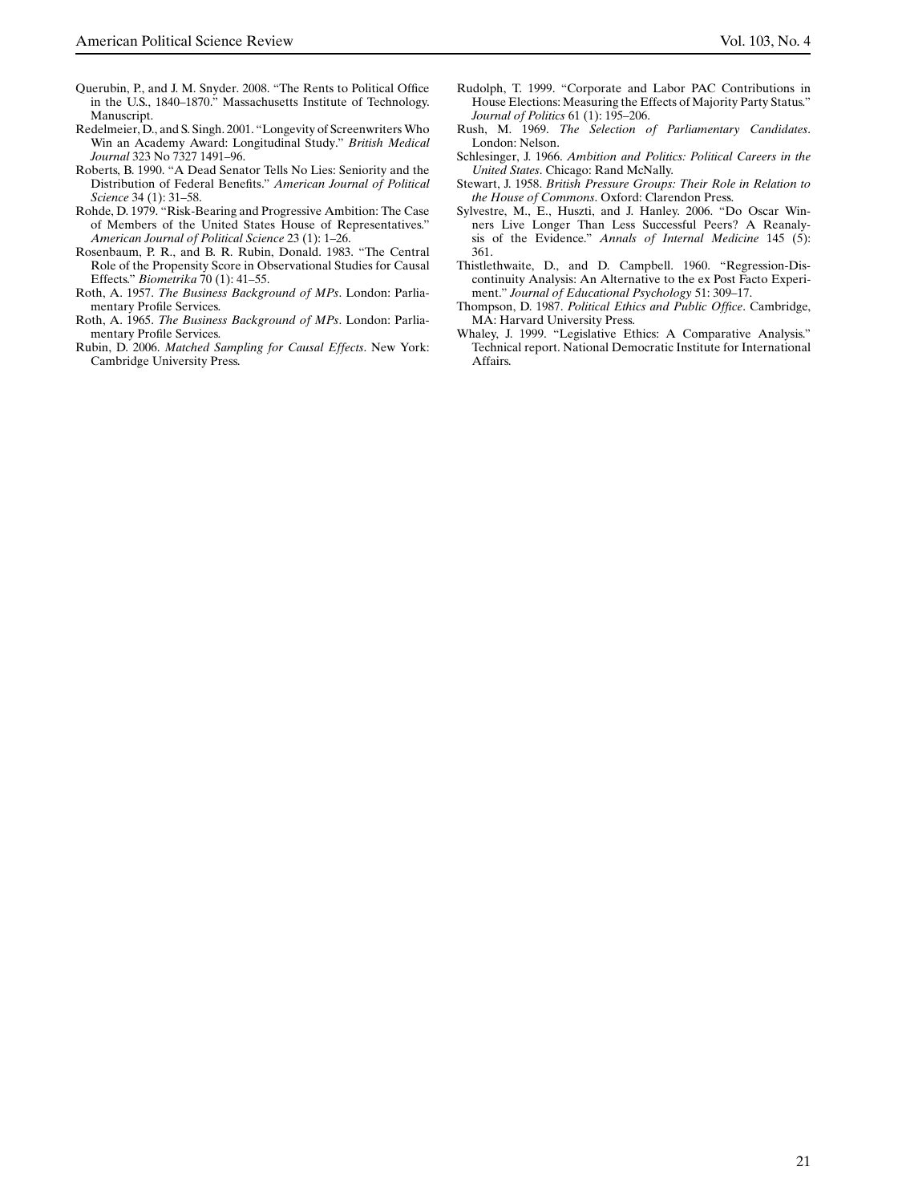Querubin, P., and J. M. Snyder. 2008. "The Rents to Political Office in the U.S., 1840–1870." Massachusetts Institute of Technology. Manuscript.

Redelmeier, D., and S. Singh. 2001. "Longevity of Screenwriters Who Win an Academy Award: Longitudinal Study." *British Medical Journal* 323 No 7327 1491–96.

Roberts, B. 1990. "A Dead Senator Tells No Lies: Seniority and the Distribution of Federal Benefits." *American Journal of Political Science* 34 (1): 31–58.

Rohde, D. 1979. "Risk-Bearing and Progressive Ambition: The Case of Members of the United States House of Representatives." *American Journal of Political Science* 23 (1): 1–26.

Rosenbaum, P. R., and B. R. Rubin, Donald. 1983. "The Central Role of the Propensity Score in Observational Studies for Causal Effects." *Biometrika* 70 (1): 41–55.

Roth, A. 1957. *The Business Background of MPs*. London: Parliamentary Profile Services.

Roth, A. 1965. *The Business Background of MPs*. London: Parliamentary Profile Services.

Rubin, D. 2006. *Matched Sampling for Causal Effects*. New York: Cambridge University Press.

Rudolph, T. 1999. "Corporate and Labor PAC Contributions in House Elections: Measuring the Effects of Majority Party Status." *Journal of Politics* 61 (1): 195–206.

Rush, M. 1969. *The Selection of Parliamentary Candidates*. London: Nelson.

Schlesinger, J. 1966. *Ambition and Politics: Political Careers in the United States*. Chicago: Rand McNally.

Stewart, J. 1958. *British Pressure Groups: Their Role in Relation to the House of Commons*. Oxford: Clarendon Press.

Sylvestre, M., E., Huszti, and J. Hanley. 2006. "Do Oscar Winners Live Longer Than Less Successful Peers? A Reanalysis of the Evidence." *Annals of Internal Medicine* 145 (5): 361.

Thistlethwaite, D., and D. Campbell. 1960. "Regression-Discontinuity Analysis: An Alternative to the ex Post Facto Experiment." *Journal of Educational Psychology* 51: 309–17.

Thompson, D. 1987. *Political Ethics and Public Office*. Cambridge, MA: Harvard University Press.

Whaley, J. 1999. "Legislative Ethics: A Comparative Analysis." Technical report. National Democratic Institute for International Affairs.